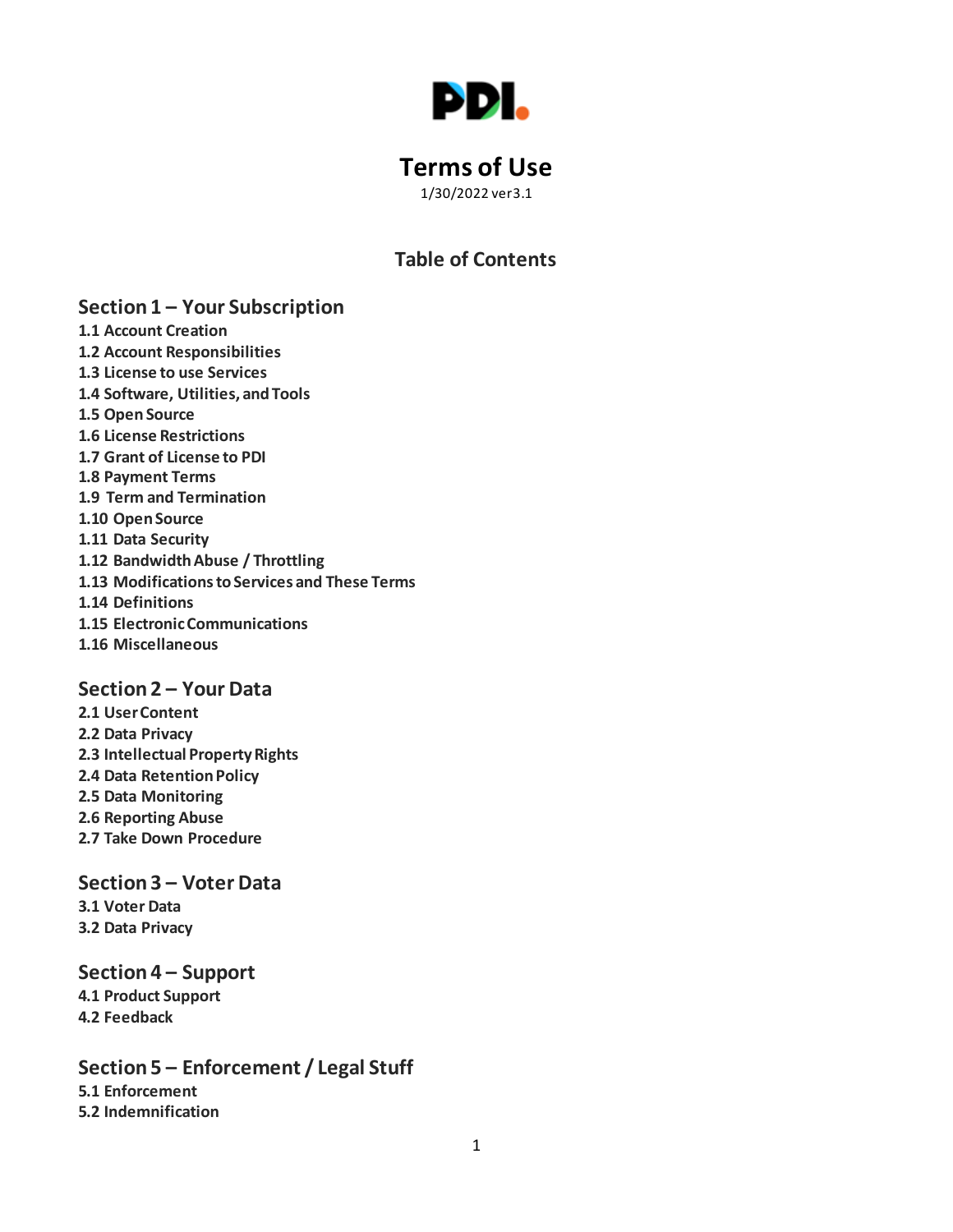PDI.

# Terms of Use

1/30/2022 ver3.1

## Table of Contents

### Section 1 – Your Subscription

**1.1 Account Creation**
**1.2 Account Responsibilities**
**1.3 License to use Services**
**1.4 Software, Utilities, and Tools**
**1.5 Open Source**
**1.6 License Restrictions**
**1.7 Grant of License to PDI**
**1.8 Payment Terms**
**1.9 Term and Termination**
**1.10 Open Source**
**1.11 Data Security**
**1.12 Bandwidth Abuse / Throttling**
**1.13 Modifications to Services and These Terms**
**1.14 Definitions**
**1.15 Electronic Communications**
**1.16 Miscellaneous**

### Section 2 – Your Data

**2.1 User Content**
**2.2 Data Privacy**
**2.3 Intellectual Property Rights**
**2.4 Data Retention Policy**
**2.5 Data Monitoring**
**2.6 Reporting Abuse**
**2.7 Take Down Procedure**

### Section 3 – Voter Data

**3.1 Voter Data**
**3.2 Data Privacy**

### Section 4 – Support

**4.1 Product Support**
**4.2 Feedback**

### Section 5 – Enforcement / Legal Stuff

**5.1 Enforcement**
**5.2 Indemnification**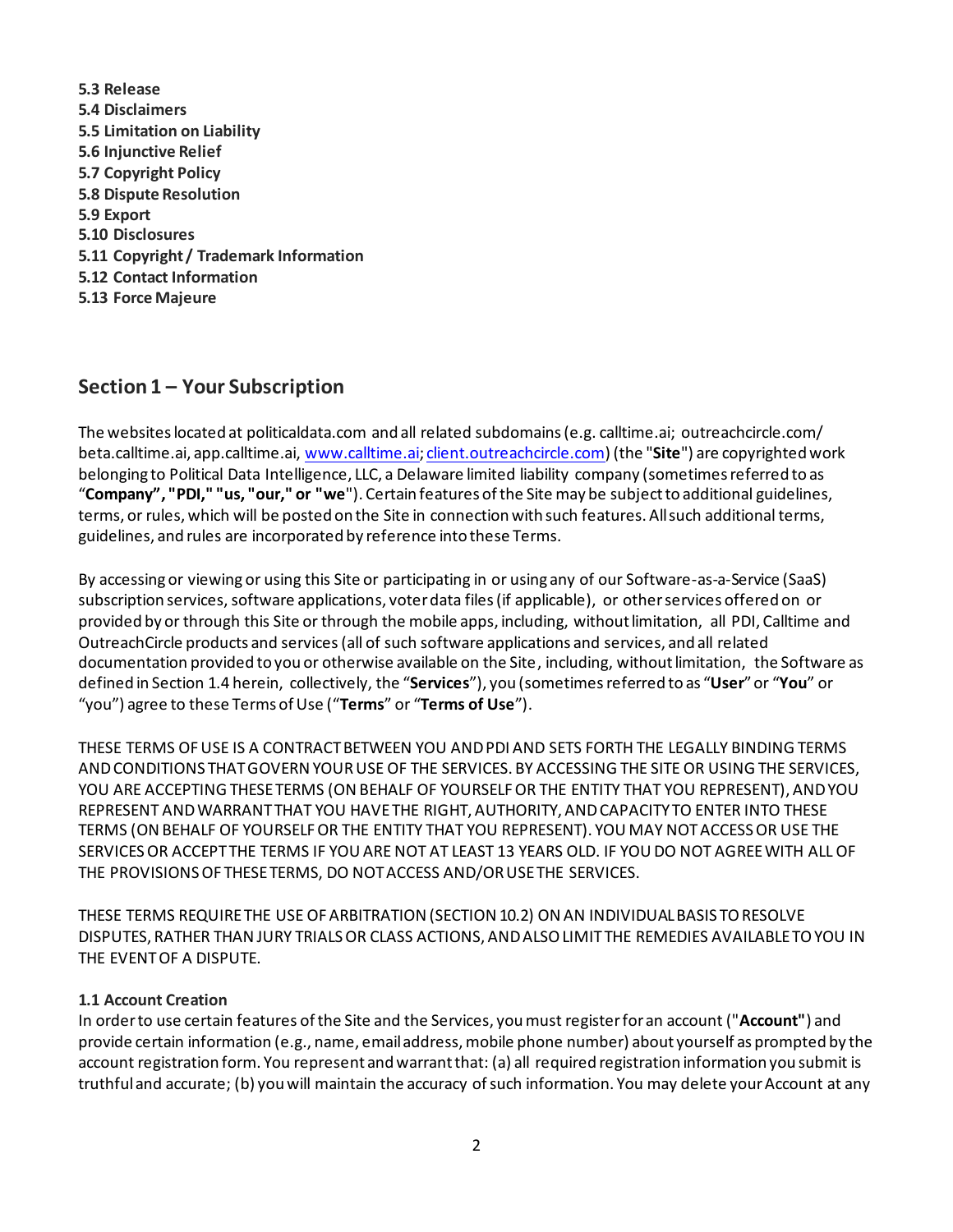**5.3 Release**
**5.4 Disclaimers**
**5.5 Limitation on Liability**
**5.6 Injunctive Relief**
**5.7 Copyright Policy**
**5.8 Dispute Resolution**
**5.9 Export**
**5.10 Disclosures**
**5.11 Copyright / Trademark Information**
**5.12 Contact Information**
**5.13 Force Majeure**

## Section 1 – Your Subscription

The websites located at politicaldata.com and all related subdomains (e.g. calltime.ai; outreachcircle.com/ beta.calltime.ai, app.calltime.ai, www.calltime.ai; client.outreachcircle.com) (the "**Site**") are copyrighted work belonging to Political Data Intelligence, LLC, a Delaware limited liability company (sometimes referred to as "**Company", "PDI," "us," "our," or "we**"). Certain features of the Site may be subject to additional guidelines, terms, or rules, which will be posted on the Site in connection with such features. All such additional terms, guidelines, and rules are incorporated by reference into these Terms.

By accessing or viewing or using this Site or participating in or using any of our Software-as-a-Service (SaaS) subscription services, software applications, voter data files (if applicable), or other services offered on or provided by or through this Site or through the mobile apps, including, without limitation, all PDI, Calltime and OutreachCircle products and services (all of such software applications and services, and all related documentation provided to you or otherwise available on the Site, including, without limitation, the Software as defined in Section 1.4 herein, collectively, the "**Services**"), you (sometimes referred to as "**User**" or "**You**" or "you") agree to these Terms of Use ("**Terms**" or "**Terms of Use**").

THESE TERMS OF USE IS A CONTRACT BETWEEN YOU AND PDI AND SETS FORTH THE LEGALLY BINDING TERMS AND CONDITIONS THAT GOVERN YOUR USE OF THE SERVICES. BY ACCESSING THE SITE OR USING THE SERVICES, YOU ARE ACCEPTING THESE TERMS (ON BEHALF OF YOURSELF OR THE ENTITY THAT YOU REPRESENT), AND YOU REPRESENT AND WARRANT THAT YOU HAVE THE RIGHT, AUTHORITY, AND CAPACITY TO ENTER INTO THESE TERMS (ON BEHALF OF YOURSELF OR THE ENTITY THAT YOU REPRESENT). YOU MAY NOT ACCESS OR USE THE SERVICES OR ACCEPT THE TERMS IF YOU ARE NOT AT LEAST 13 YEARS OLD. IF YOU DO NOT AGREE WITH ALL OF THE PROVISIONS OF THESE TERMS, DO NOT ACCESS AND/OR USE THE SERVICES.

THESE TERMS REQUIRE THE USE OF ARBITRATION (SECTION 10.2) ON AN INDIVIDUAL BASIS TO RESOLVE DISPUTES, RATHER THAN JURY TRIALS OR CLASS ACTIONS, AND ALSO LIMIT THE REMEDIES AVAILABLE TO YOU IN THE EVENT OF A DISPUTE.

### 1.1 Account Creation

In order to use certain features of the Site and the Services, you must register for an account ("**Account"**) and provide certain information (e.g., name, email address, mobile phone number) about yourself as prompted by the account registration form. You represent and warrant that: (a) all required registration information you submit is truthful and accurate; (b) you will maintain the accuracy of such information. You may delete your Account at any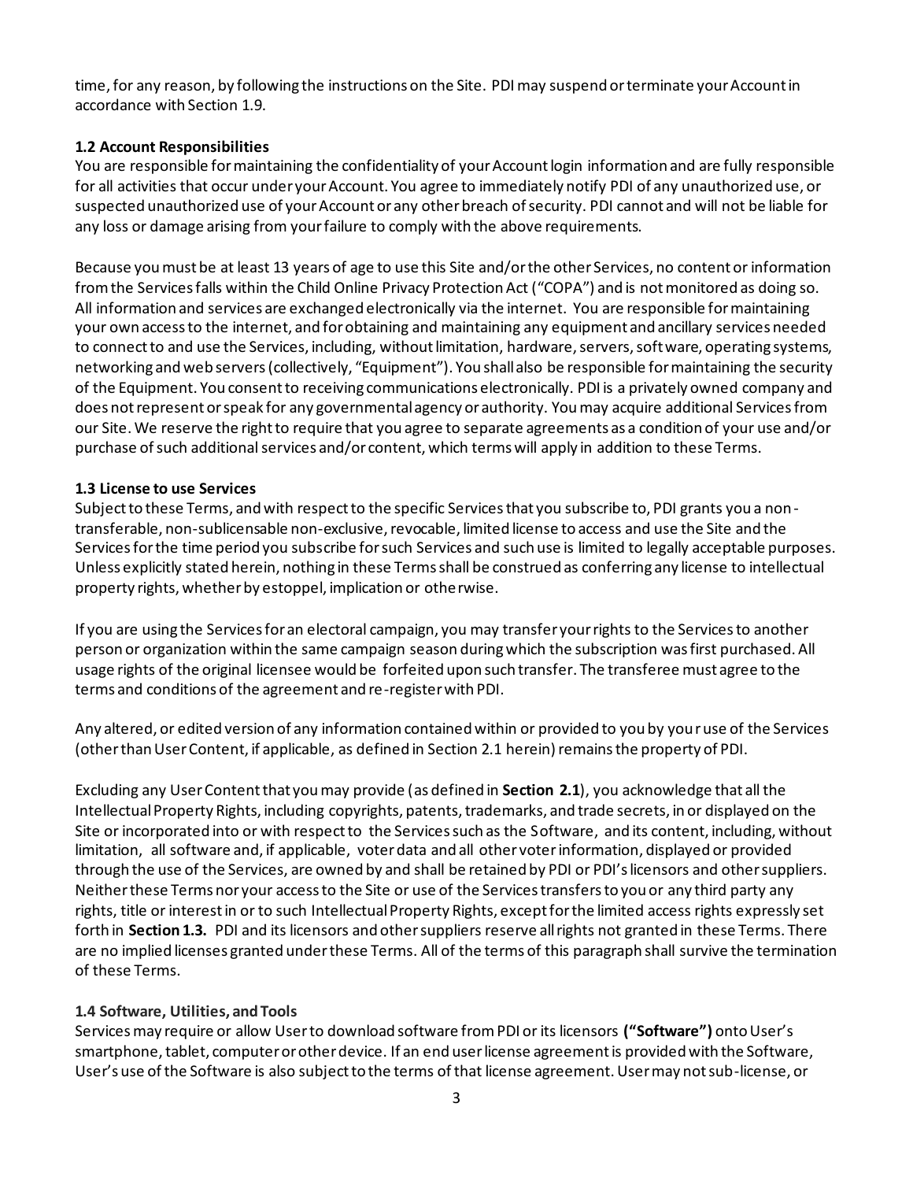time, for any reason, by following the instructions on the Site. PDI may suspend or terminate your Account in accordance with Section 1.9.

**1.2 Account Responsibilities**

You are responsible for maintaining the confidentiality of your Account login information and are fully responsible for all activities that occur under your Account. You agree to immediately notify PDI of any unauthorized use, or suspected unauthorized use of your Account or any other breach of security. PDI cannot and will not be liable for any loss or damage arising from your failure to comply with the above requirements.

Because you must be at least 13 years of age to use this Site and/or the other Services, no content or information from the Services falls within the Child Online Privacy Protection Act ("COPA") and is not monitored as doing so. All information and services are exchanged electronically via the internet. You are responsible for maintaining your own access to the internet, and for obtaining and maintaining any equipment and ancillary services needed to connect to and use the Services, including, without limitation, hardware, servers, software, operating systems, networking and web servers (collectively, "Equipment"). You shall also be responsible for maintaining the security of the Equipment. You consent to receiving communications electronically. PDI is a privately owned company and does not represent or speak for any governmental agency or authority. You may acquire additional Services from our Site. We reserve the right to require that you agree to separate agreements as a condition of your use and/or purchase of such additional services and/or content, which terms will apply in addition to these Terms.

**1.3 License to use Services**

Subject to these Terms, and with respect to the specific Services that you subscribe to, PDI grants you a non-transferable, non-sublicensable non-exclusive, revocable, limited license to access and use the Site and the Services for the time period you subscribe for such Services and such use is limited to legally acceptable purposes. Unless explicitly stated herein, nothing in these Terms shall be construed as conferring any license to intellectual property rights, whether by estoppel, implication or otherwise.

If you are using the Services for an electoral campaign, you may transfer your rights to the Services to another person or organization within the same campaign season during which the subscription was first purchased. All usage rights of the original licensee would be forfeited upon such transfer. The transferee must agree to the terms and conditions of the agreement and re-register with PDI.

Any altered, or edited version of any information contained within or provided to you by your use of the Services (other than User Content, if applicable, as defined in Section 2.1 herein) remains the property of PDI.

Excluding any User Content that you may provide (as defined in **Section 2.1**), you acknowledge that all the Intellectual Property Rights, including copyrights, patents, trademarks, and trade secrets, in or displayed on the Site or incorporated into or with respect to the Services such as the Software, and its content, including, without limitation, all software and, if applicable, voter data and all other voter information, displayed or provided through the use of the Services, are owned by and shall be retained by PDI or PDI's licensors and other suppliers. Neither these Terms nor your access to the Site or use of the Services transfers to you or any third party any rights, title or interest in or to such Intellectual Property Rights, except for the limited access rights expressly set forth in **Section 1.3.** PDI and its licensors and other suppliers reserve all rights not granted in these Terms. There are no implied licenses granted under these Terms. All of the terms of this paragraph shall survive the termination of these Terms.

**1.4 Software, Utilities, and Tools**

Services may require or allow User to download software from PDI or its licensors **("Software")** onto User's smartphone, tablet, computer or other device. If an end user license agreement is provided with the Software, User's use of the Software is also subject to the terms of that license agreement. User may not sub-license, or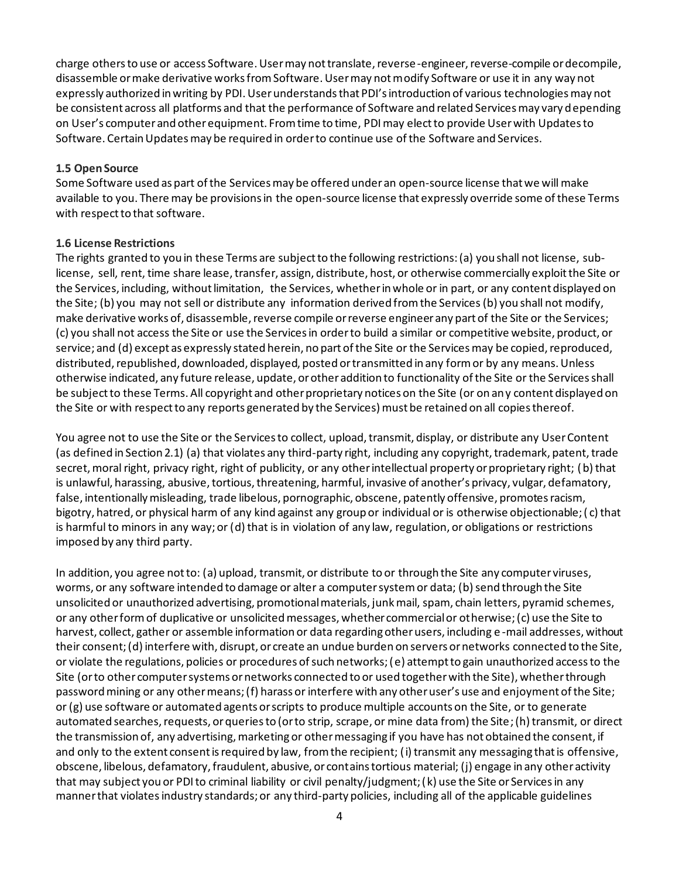charge others to use or access Software. User may not translate, reverse-engineer, reverse-compile or decompile, disassemble or make derivative works from Software. User may not modify Software or use it in any way not expressly authorized in writing by PDI. User understands that PDI's introduction of various technologies may not be consistent across all platforms and that the performance of Software and related Services may vary depending on User's computer and other equipment. From time to time, PDI may elect to provide User with Updates to Software. Certain Updates may be required in order to continue use of the Software and Services.

**1.5 Open Source**

Some Software used as part of the Services may be offered under an open-source license that we will make available to you. There may be provisions in the open-source license that expressly override some of these Terms with respect to that software.

**1.6 License Restrictions**

The rights granted to you in these Terms are subject to the following restrictions: (a) you shall not license, sub-license, sell, rent, time share lease, transfer, assign, distribute, host, or otherwise commercially exploit the Site or the Services, including, without limitation, the Services, whether in whole or in part, or any content displayed on the Site; (b) you may not sell or distribute any information derived from the Services (b) you shall not modify, make derivative works of, disassemble, reverse compile or reverse engineer any part of the Site or the Services; (c) you shall not access the Site or use the Services in order to build a similar or competitive website, product, or service; and (d) except as expressly stated herein, no part of the Site or the Services may be copied, reproduced, distributed, republished, downloaded, displayed, posted or transmitted in any form or by any means. Unless otherwise indicated, any future release, update, or other addition to functionality of the Site or the Services shall be subject to these Terms. All copyright and other proprietary notices on the Site (or on any content displayed on the Site or with respect to any reports generated by the Services) must be retained on all copies thereof.

You agree not to use the Site or the Services to collect, upload, transmit, display, or distribute any User Content (as defined in Section 2.1) (a) that violates any third-party right, including any copyright, trademark, patent, trade secret, moral right, privacy right, right of publicity, or any other intellectual property or proprietary right; (b) that is unlawful, harassing, abusive, tortious, threatening, harmful, invasive of another's privacy, vulgar, defamatory, false, intentionally misleading, trade libelous, pornographic, obscene, patently offensive, promotes racism, bigotry, hatred, or physical harm of any kind against any group or individual or is otherwise objectionable; (c) that is harmful to minors in any way; or (d) that is in violation of any law, regulation, or obligations or restrictions imposed by any third party.

In addition, you agree not to: (a) upload, transmit, or distribute to or through the Site any computer viruses, worms, or any software intended to damage or alter a computer system or data; (b) send through the Site unsolicited or unauthorized advertising, promotional materials, junk mail, spam, chain letters, pyramid schemes, or any other form of duplicative or unsolicited messages, whether commercial or otherwise; (c) use the Site to harvest, collect, gather or assemble information or data regarding other users, including e-mail addresses, without their consent; (d) interfere with, disrupt, or create an undue burden on servers or networks connected to the Site, or violate the regulations, policies or procedures of such networks; (e) attempt to gain unauthorized access to the Site (or to other computer systems or networks connected to or used together with the Site), whether through password mining or any other means; (f) harass or interfere with any other user's use and enjoyment of the Site; or (g) use software or automated agents or scripts to produce multiple accounts on the Site, or to generate automated searches, requests, or queries to (or to strip, scrape, or mine data from) the Site; (h) transmit, or direct the transmission of, any advertising, marketing or other messaging if you have has not obtained the consent, if and only to the extent consent is required by law, from the recipient; (i) transmit any messaging that is offensive, obscene, libelous, defamatory, fraudulent, abusive, or contains tortious material; (j) engage in any other activity that may subject you or PDI to criminal liability or civil penalty/judgment; (k) use the Site or Services in any manner that violates industry standards; or any third-party policies, including all of the applicable guidelines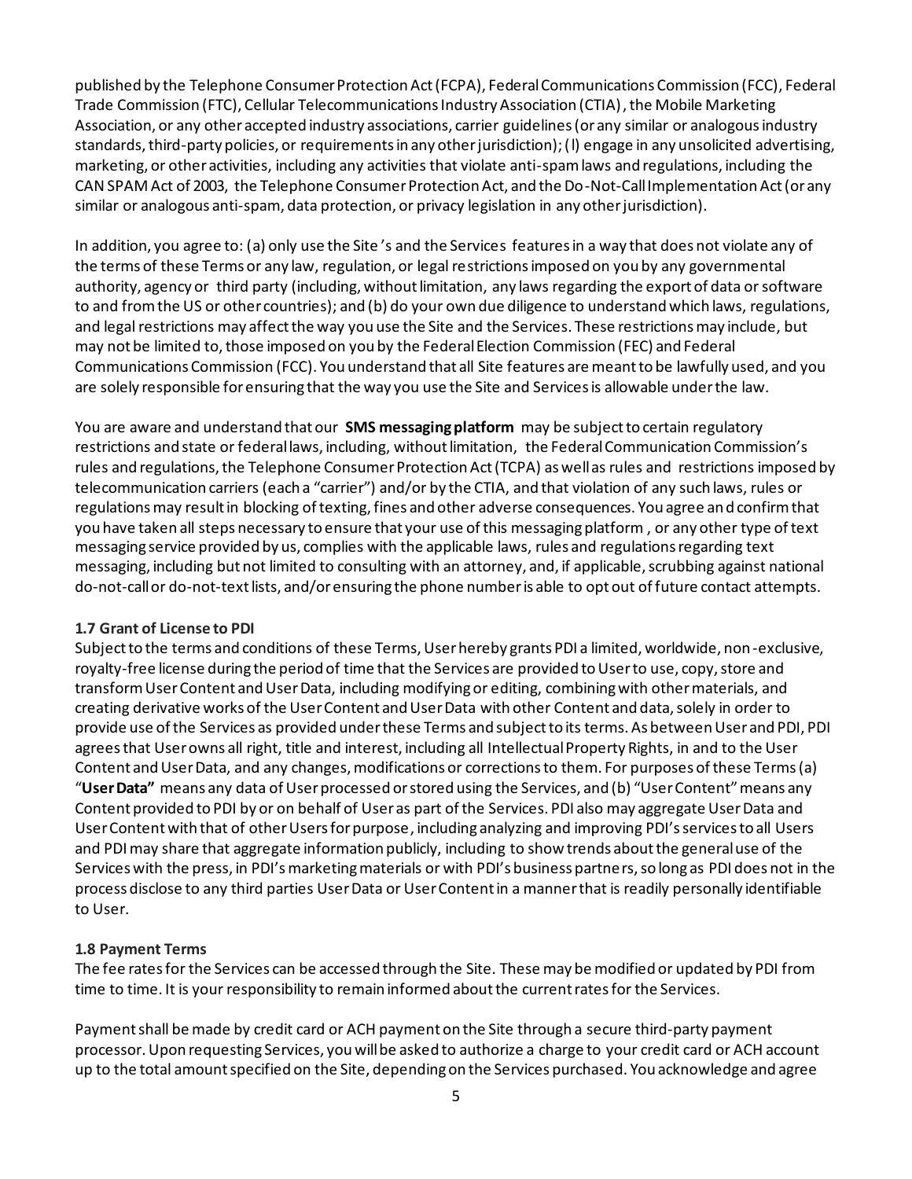published by the Telephone Consumer Protection Act (FCPA), Federal Communications Commission (FCC), Federal Trade Commission (FTC), Cellular Telecommunications Industry Association (CTIA), the Mobile Marketing Association, or any other accepted industry associations, carrier guidelines (or any similar or analogous industry standards, third-party policies, or requirements in any other jurisdiction); (l) engage in any unsolicited advertising, marketing, or other activities, including any activities that violate anti-spam laws and regulations, including the CAN SPAM Act of 2003, the Telephone Consumer Protection Act, and the Do-Not-Call Implementation Act (or any similar or analogous anti-spam, data protection, or privacy legislation in any other jurisdiction).

In addition, you agree to: (a) only use the Site's and the Services features in a way that does not violate any of the terms of these Terms or any law, regulation, or legal restrictions imposed on you by any governmental authority, agency or third party (including, without limitation, any laws regarding the export of data or software to and from the US or other countries); and (b) do your own due diligence to understand which laws, regulations, and legal restrictions may affect the way you use the Site and the Services. These restrictions may include, but may not be limited to, those imposed on you by the Federal Election Commission (FEC) and Federal Communications Commission (FCC). You understand that all Site features are meant to be lawfully used, and you are solely responsible for ensuring that the way you use the Site and Services is allowable under the law.

You are aware and understand that our **SMS messaging platform** may be subject to certain regulatory restrictions and state or federal laws, including, without limitation, the Federal Communication Commission's rules and regulations, the Telephone Consumer Protection Act (TCPA) as well as rules and restrictions imposed by telecommunication carriers (each a "carrier") and/or by the CTIA, and that violation of any such laws, rules or regulations may result in blocking of texting, fines and other adverse consequences. You agree and confirm that you have taken all steps necessary to ensure that your use of this messaging platform , or any other type of text messaging service provided by us, complies with the applicable laws, rules and regulations regarding text messaging, including but not limited to consulting with an attorney, and, if applicable, scrubbing against national do-not-call or do-not-text lists, and/or ensuring the phone number is able to opt out of future contact attempts.

**1.7 Grant of License to PDI**

Subject to the terms and conditions of these Terms, User hereby grants PDI a limited, worldwide, non-exclusive, royalty-free license during the period of time that the Services are provided to User to use, copy, store and transform User Content and User Data, including modifying or editing, combining with other materials, and creating derivative works of the User Content and User Data with other Content and data, solely in order to provide use of the Services as provided under these Terms and subject to its terms. As between User and PDI, PDI agrees that User owns all right, title and interest, including all Intellectual Property Rights, in and to the User Content and User Data, and any changes, modifications or corrections to them. For purposes of these Terms (a) "**User Data**" means any data of User processed or stored using the Services, and (b) "User Content" means any Content provided to PDI by or on behalf of User as part of the Services. PDI also may aggregate User Data and User Content with that of other Users for purpose, including analyzing and improving PDI's services to all Users and PDI may share that aggregate information publicly, including to show trends about the general use of the Services with the press, in PDI's marketing materials or with PDI's business partners, so long as PDI does not in the process disclose to any third parties User Data or User Content in a manner that is readily personally identifiable to User.

**1.8 Payment Terms**

The fee rates for the Services can be accessed through the Site. These may be modified or updated by PDI from time to time. It is your responsibility to remain informed about the current rates for the Services.

Payment shall be made by credit card or ACH payment on the Site through a secure third-party payment processor. Upon requesting Services, you will be asked to authorize a charge to your credit card or ACH account up to the total amount specified on the Site, depending on the Services purchased. You acknowledge and agree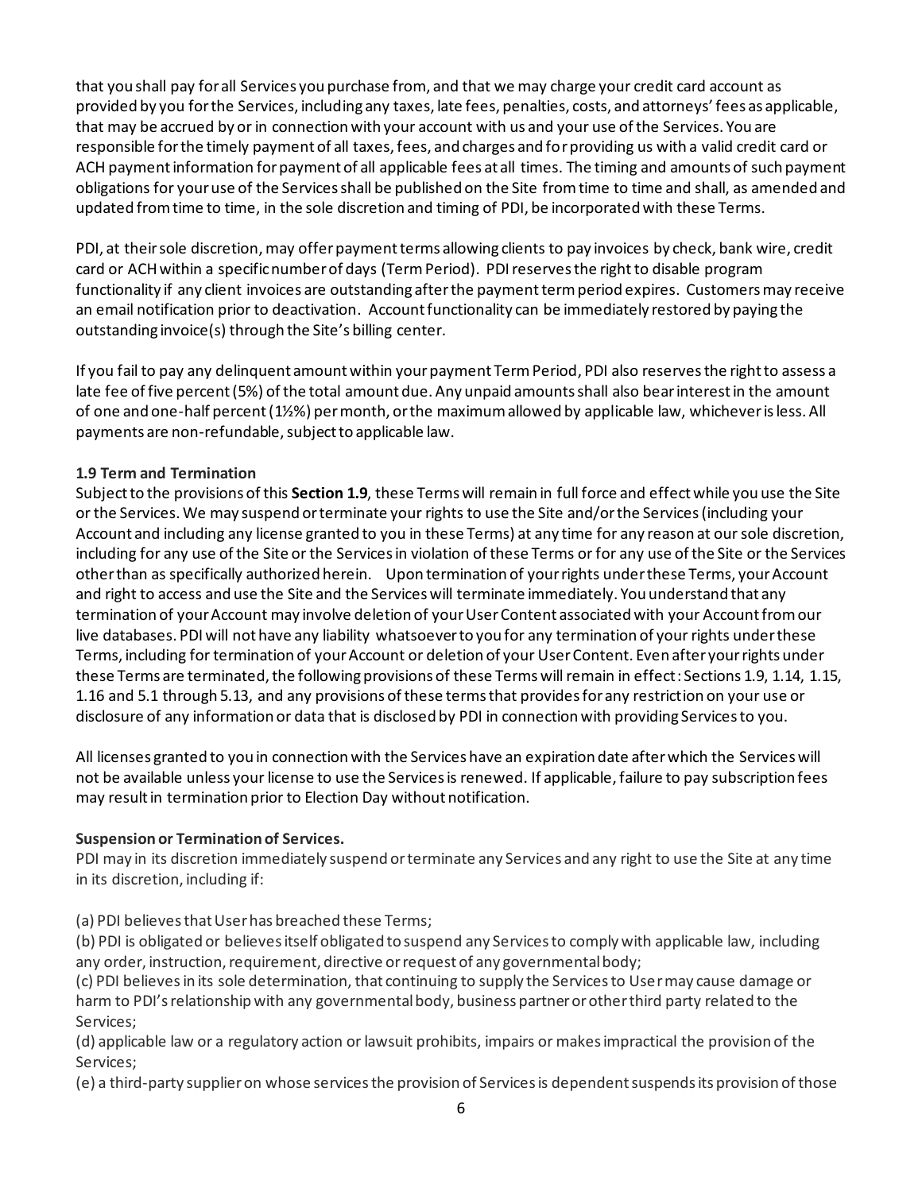that you shall pay for all Services you purchase from, and that we may charge your credit card account as provided by you for the Services, including any taxes, late fees, penalties, costs, and attorneys' fees as applicable, that may be accrued by or in connection with your account with us and your use of the Services. You are responsible for the timely payment of all taxes, fees, and charges and for providing us with a valid credit card or ACH payment information for payment of all applicable fees at all times. The timing and amounts of such payment obligations for your use of the Services shall be published on the Site from time to time and shall, as amended and updated from time to time, in the sole discretion and timing of PDI, be incorporated with these Terms.

PDI, at their sole discretion, may offer payment terms allowing clients to pay invoices by check, bank wire, credit card or ACH within a specific number of days (Term Period). PDI reserves the right to disable program functionality if any client invoices are outstanding after the payment term period expires. Customers may receive an email notification prior to deactivation. Account functionality can be immediately restored by paying the outstanding invoice(s) through the Site's billing center.

If you fail to pay any delinquent amount within your payment Term Period, PDI also reserves the right to assess a late fee of five percent (5%) of the total amount due. Any unpaid amounts shall also bear interest in the amount of one and one-half percent (1½%) per month, or the maximum allowed by applicable law, whichever is less. All payments are non-refundable, subject to applicable law.

**1.9 Term and Termination**

Subject to the provisions of this **Section 1.9**, these Terms will remain in full force and effect while you use the Site or the Services. We may suspend or terminate your rights to use the Site and/or the Services (including your Account and including any license granted to you in these Terms) at any time for any reason at our sole discretion, including for any use of the Site or the Services in violation of these Terms or for any use of the Site or the Services other than as specifically authorized herein. Upon termination of your rights under these Terms, your Account and right to access and use the Site and the Services will terminate immediately. You understand that any termination of your Account may involve deletion of your User Content associated with your Account from our live databases. PDI will not have any liability whatsoever to you for any termination of your rights under these Terms, including for termination of your Account or deletion of your User Content. Even after your rights under these Terms are terminated, the following provisions of these Terms will remain in effect: Sections 1.9, 1.14, 1.15, 1.16 and 5.1 through 5.13, and any provisions of these terms that provides for any restriction on your use or disclosure of any information or data that is disclosed by PDI in connection with providing Services to you.

All licenses granted to you in connection with the Services have an expiration date after which the Services will not be available unless your license to use the Services is renewed. If applicable, failure to pay subscription fees may result in termination prior to Election Day without notification.

**Suspension or Termination of Services.**

PDI may in its discretion immediately suspend or terminate any Services and any right to use the Site at any time in its discretion, including if:

(a) PDI believes that User has breached these Terms;

(b) PDI is obligated or believes itself obligated to suspend any Services to comply with applicable law, including any order, instruction, requirement, directive or request of any governmental body;

(c) PDI believes in its sole determination, that continuing to supply the Services to User may cause damage or harm to PDI's relationship with any governmental body, business partner or other third party related to the Services;

(d) applicable law or a regulatory action or lawsuit prohibits, impairs or makes impractical the provision of the Services;

(e) a third-party supplier on whose services the provision of Services is dependent suspends its provision of those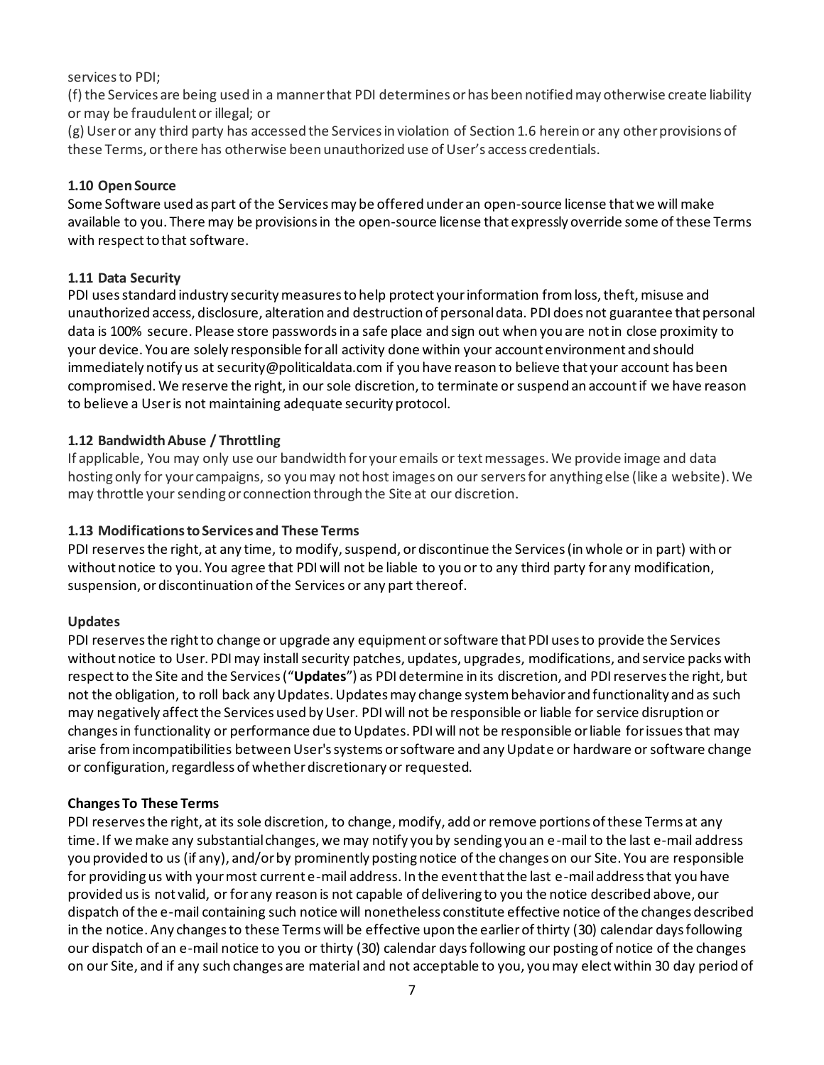services to PDI;

(f) the Services are being used in a manner that PDI determines or has been notified may otherwise create liability or may be fraudulent or illegal; or

(g) User or any third party has accessed the Services in violation of Section 1.6 herein or any other provisions of these Terms, or there has otherwise been unauthorized use of User's access credentials.

### 1.10 Open Source

Some Software used as part of the Services may be offered under an open-source license that we will make available to you. There may be provisions in the open-source license that expressly override some of these Terms with respect to that software.

### 1.11 Data Security

PDI uses standard industry security measures to help protect your information from loss, theft, misuse and unauthorized access, disclosure, alteration and destruction of personal data. PDI does not guarantee that personal data is 100% secure. Please store passwords in a safe place and sign out when you are not in close proximity to your device. You are solely responsible for all activity done within your account environment and should immediately notify us at security@politicaldata.com if you have reason to believe that your account has been compromised. We reserve the right, in our sole discretion, to terminate or suspend an account if we have reason to believe a User is not maintaining adequate security protocol.

### 1.12 Bandwidth Abuse / Throttling

If applicable, You may only use our bandwidth for your emails or text messages. We provide image and data hosting only for your campaigns, so you may not host images on our servers for anything else (like a website). We may throttle your sending or connection through the Site at our discretion.

### 1.13 Modifications to Services and These Terms

PDI reserves the right, at any time, to modify, suspend, or discontinue the Services (in whole or in part) with or without notice to you. You agree that PDI will not be liable to you or to any third party for any modification, suspension, or discontinuation of the Services or any part thereof.

**Updates**

PDI reserves the right to change or upgrade any equipment or software that PDI uses to provide the Services without notice to User. PDI may install security patches, updates, upgrades, modifications, and service packs with respect to the Site and the Services ("**Updates**") as PDI determine in its discretion, and PDI reserves the right, but not the obligation, to roll back any Updates. Updates may change system behavior and functionality and as such may negatively affect the Services used by User. PDI will not be responsible or liable for service disruption or changes in functionality or performance due to Updates. PDI will not be responsible or liable for issues that may arise from incompatibilities between User's systems or software and any Update or hardware or software change or configuration, regardless of whether discretionary or requested.

**Changes To These Terms**

PDI reserves the right, at its sole discretion, to change, modify, add or remove portions of these Terms at any time. If we make any substantial changes, we may notify you by sending you an e-mail to the last e-mail address you provided to us (if any), and/or by prominently posting notice of the changes on our Site. You are responsible for providing us with your most current e-mail address. In the event that the last e-mail address that you have provided us is not valid, or for any reason is not capable of delivering to you the notice described above, our dispatch of the e-mail containing such notice will nonetheless constitute effective notice of the changes described in the notice. Any changes to these Terms will be effective upon the earlier of thirty (30) calendar days following our dispatch of an e-mail notice to you or thirty (30) calendar days following our posting of notice of the changes on our Site, and if any such changes are material and not acceptable to you, you may elect within 30 day period of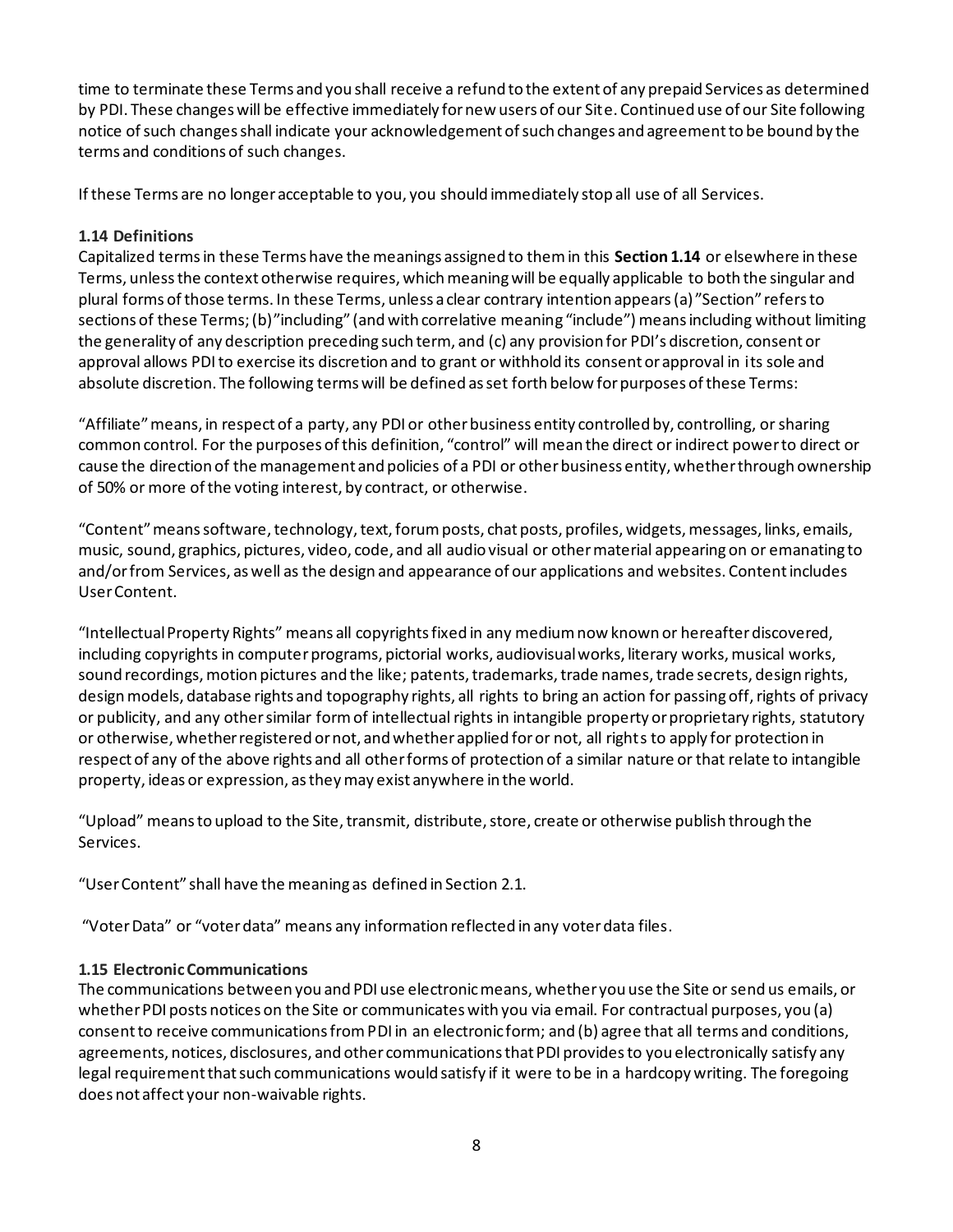time to terminate these Terms and you shall receive a refund to the extent of any prepaid Services as determined by PDI. These changes will be effective immediately for new users of our Site. Continued use of our Site following notice of such changes shall indicate your acknowledgement of such changes and agreement to be bound by the terms and conditions of such changes.

If these Terms are no longer acceptable to you, you should immediately stop all use of all Services.

### 1.14 Definitions

Capitalized terms in these Terms have the meanings assigned to them in this **Section 1.14** or elsewhere in these Terms, unless the context otherwise requires, which meaning will be equally applicable to both the singular and plural forms of those terms. In these Terms, unless a clear contrary intention appears (a) "Section" refers to sections of these Terms; (b) "including" (and with correlative meaning "include") means including without limiting the generality of any description preceding such term, and (c) any provision for PDI's discretion, consent or approval allows PDI to exercise its discretion and to grant or withhold its consent or approval in its sole and absolute discretion. The following terms will be defined as set forth below for purposes of these Terms:

"Affiliate" means, in respect of a party, any PDI or other business entity controlled by, controlling, or sharing common control. For the purposes of this definition, "control" will mean the direct or indirect power to direct or cause the direction of the management and policies of a PDI or other business entity, whether through ownership of 50% or more of the voting interest, by contract, or otherwise.

"Content" means software, technology, text, forum posts, chat posts, profiles, widgets, messages, links, emails, music, sound, graphics, pictures, video, code, and all audio visual or other material appearing on or emanating to and/or from Services, as well as the design and appearance of our applications and websites. Content includes User Content.

"Intellectual Property Rights" means all copyrights fixed in any medium now known or hereafter discovered, including copyrights in computer programs, pictorial works, audiovisual works, literary works, musical works, sound recordings, motion pictures and the like; patents, trademarks, trade names, trade secrets, design rights, design models, database rights and topography rights, all rights to bring an action for passing off, rights of privacy or publicity, and any other similar form of intellectual rights in intangible property or proprietary rights, statutory or otherwise, whether registered or not, and whether applied for or not, all rights to apply for protection in respect of any of the above rights and all other forms of protection of a similar nature or that relate to intangible property, ideas or expression, as they may exist anywhere in the world.

"Upload" means to upload to the Site, transmit, distribute, store, create or otherwise publish through the Services.

"User Content" shall have the meaning as defined in Section 2.1.

"Voter Data" or "voter data" means any information reflected in any voter data files.

### 1.15 Electronic Communications

The communications between you and PDI use electronic means, whether you use the Site or send us emails, or whether PDI posts notices on the Site or communicates with you via email. For contractual purposes, you (a) consent to receive communications from PDI in an electronic form; and (b) agree that all terms and conditions, agreements, notices, disclosures, and other communications that PDI provides to you electronically satisfy any legal requirement that such communications would satisfy if it were to be in a hardcopy writing. The foregoing does not affect your non-waivable rights.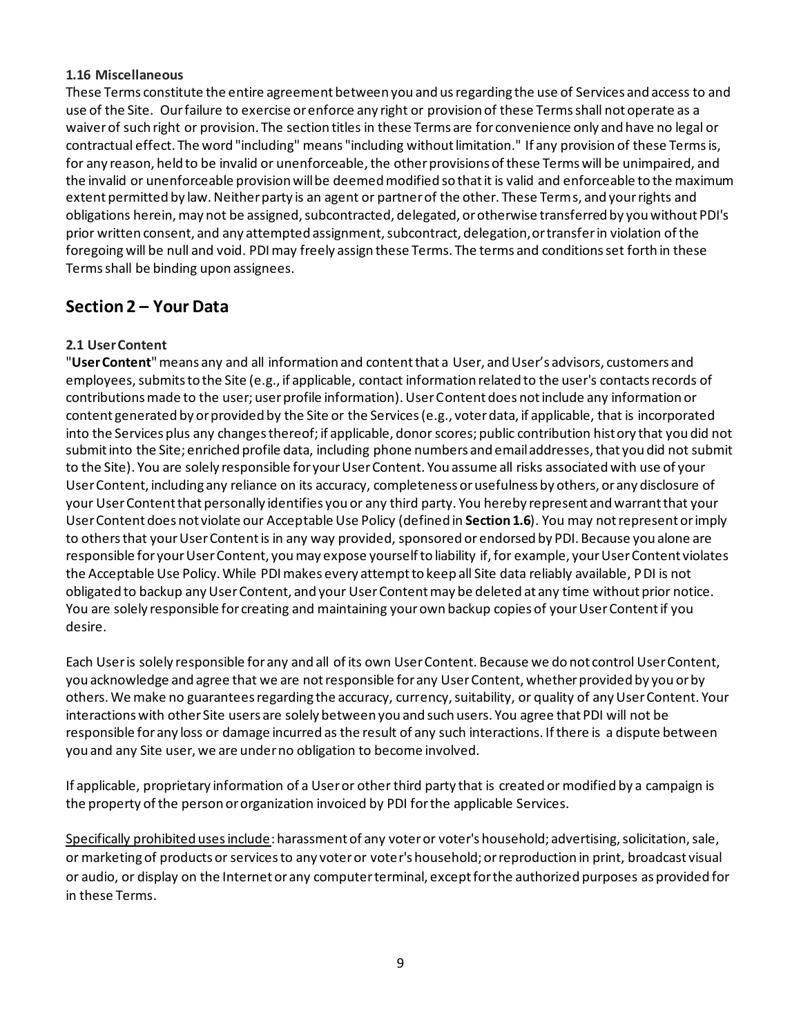#### 1.16 Miscellaneous

These Terms constitute the entire agreement between you and us regarding the use of Services and access to and use of the Site. Our failure to exercise or enforce any right or provision of these Terms shall not operate as a waiver of such right or provision. The section titles in these Terms are for convenience only and have no legal or contractual effect. The word "including" means "including without limitation." If any provision of these Terms is, for any reason, held to be invalid or unenforceable, the other provisions of these Terms will be unimpaired, and the invalid or unenforceable provision will be deemed modified so that it is valid and enforceable to the maximum extent permitted by law. Neither party is an agent or partner of the other. These Terms, and your rights and obligations herein, may not be assigned, subcontracted, delegated, or otherwise transferred by you without PDI's prior written consent, and any attempted assignment, subcontract, delegation, or transfer in violation of the foregoing will be null and void. PDI may freely assign these Terms. The terms and conditions set forth in these Terms shall be binding upon assignees.

## Section 2 – Your Data

#### 2.1 User Content

"**User Content**" means any and all information and content that a User, and User's advisors, customers and employees, submits to the Site (e.g., if applicable, contact information related to the user's contacts records of contributions made to the user; user profile information). User Content does not include any information or content generated by or provided by the Site or the Services (e.g., voter data, if applicable, that is incorporated into the Services plus any changes thereof; if applicable, donor scores; public contribution history that you did not submit into the Site; enriched profile data, including phone numbers and email addresses, that you did not submit to the Site). You are solely responsible for your User Content. You assume all risks associated with use of your User Content, including any reliance on its accuracy, completeness or usefulness by others, or any disclosure of your User Content that personally identifies you or any third party. You hereby represent and warrant that your User Content does not violate our Acceptable Use Policy (defined in **Section 1.6**). You may not represent or imply to others that your User Content is in any way provided, sponsored or endorsed by PDI. Because you alone are responsible for your User Content, you may expose yourself to liability if, for example, your User Content violates the Acceptable Use Policy. While PDI makes every attempt to keep all Site data reliably available, PDI is not obligated to backup any User Content, and your User Content may be deleted at any time without prior notice. You are solely responsible for creating and maintaining your own backup copies of your User Content if you desire.

Each User is solely responsible for any and all of its own User Content. Because we do not control User Content, you acknowledge and agree that we are not responsible for any User Content, whether provided by you or by others. We make no guarantees regarding the accuracy, currency, suitability, or quality of any User Content. Your interactions with other Site users are solely between you and such users. You agree that PDI will not be responsible for any loss or damage incurred as the result of any such interactions. If there is a dispute between you and any Site user, we are under no obligation to become involved.

If applicable, proprietary information of a User or other third party that is created or modified by a campaign is the property of the person or organization invoiced by PDI for the applicable Services.

Specifically prohibited uses include: harassment of any voter or voter's household; advertising, solicitation, sale, or marketing of products or services to any voter or voter's household; or reproduction in print, broadcast visual or audio, or display on the Internet or any computer terminal, except for the authorized purposes as provided for in these Terms.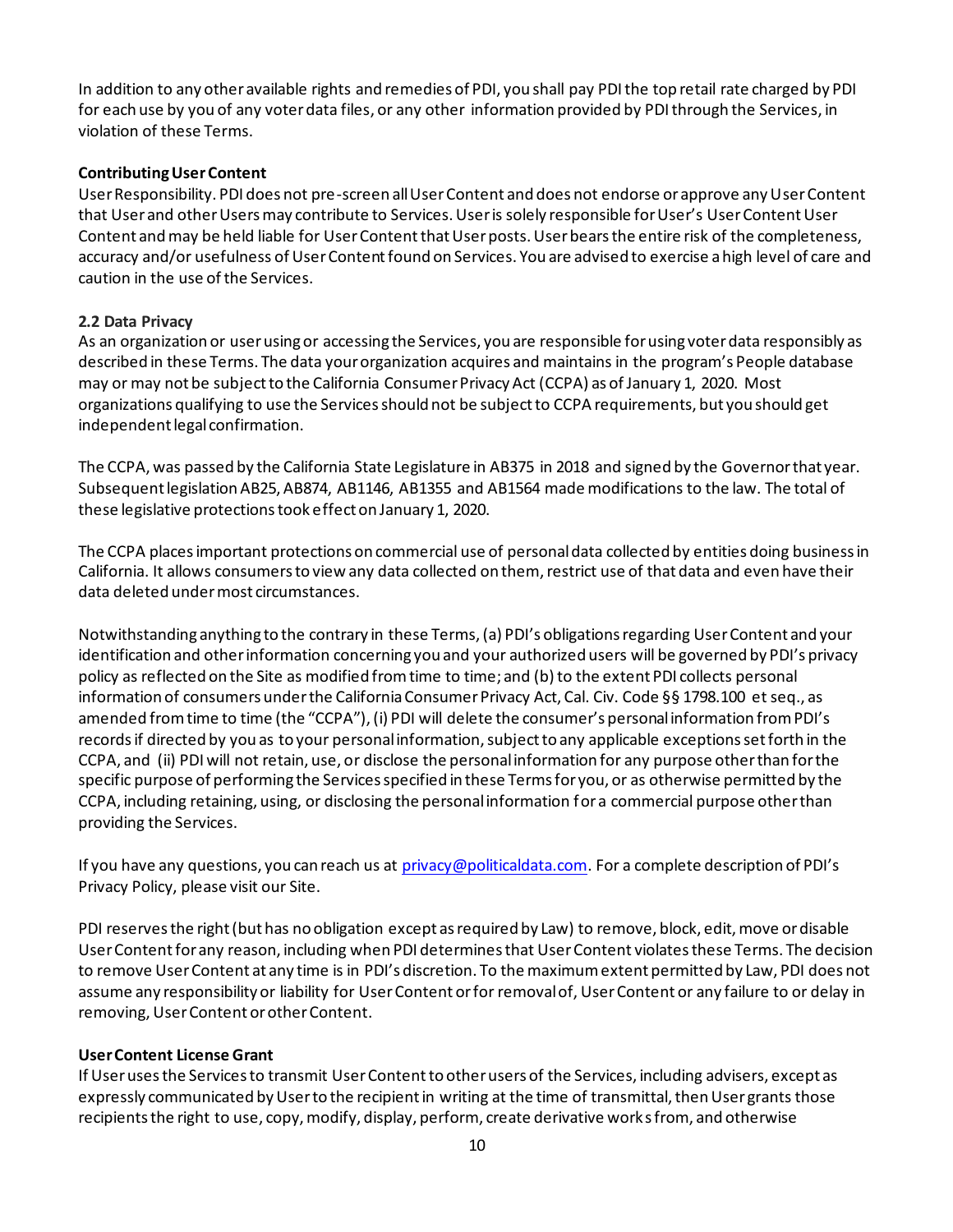In addition to any other available rights and remedies of PDI, you shall pay PDI the top retail rate charged by PDI for each use by you of any voter data files, or any other information provided by PDI through the Services, in violation of these Terms.

**Contributing User Content**

User Responsibility. PDI does not pre-screen all User Content and does not endorse or approve any User Content that User and other Users may contribute to Services. User is solely responsible for User's User Content User Content and may be held liable for User Content that User posts. User bears the entire risk of the completeness, accuracy and/or usefulness of User Content found on Services. You are advised to exercise a high level of care and caution in the use of the Services.

**2.2 Data Privacy**

As an organization or user using or accessing the Services, you are responsible for using voter data responsibly as described in these Terms. The data your organization acquires and maintains in the program's People database may or may not be subject to the California Consumer Privacy Act (CCPA) as of January 1, 2020. Most organizations qualifying to use the Services should not be subject to CCPA requirements, but you should get independent legal confirmation.

The CCPA, was passed by the California State Legislature in AB375 in 2018 and signed by the Governor that year. Subsequent legislation AB25, AB874, AB1146, AB1355 and AB1564 made modifications to the law. The total of these legislative protections took effect on January 1, 2020.

The CCPA places important protections on commercial use of personal data collected by entities doing business in California. It allows consumers to view any data collected on them, restrict use of that data and even have their data deleted under most circumstances.

Notwithstanding anything to the contrary in these Terms, (a) PDI's obligations regarding User Content and your identification and other information concerning you and your authorized users will be governed by PDI's privacy policy as reflected on the Site as modified from time to time; and (b) to the extent PDI collects personal information of consumers under the California Consumer Privacy Act, Cal. Civ. Code §§ 1798.100 et seq., as amended from time to time (the "CCPA"), (i) PDI will delete the consumer's personal information from PDI's records if directed by you as to your personal information, subject to any applicable exceptions set forth in the CCPA, and (ii) PDI will not retain, use, or disclose the personal information for any purpose other than for the specific purpose of performing the Services specified in these Terms for you, or as otherwise permitted by the CCPA, including retaining, using, or disclosing the personal information for a commercial purpose other than providing the Services.

If you have any questions, you can reach us at [privacy@politicaldata.com](mailto:privacy@politicaldata.com). For a complete description of PDI's Privacy Policy, please visit our Site.

PDI reserves the right (but has no obligation except as required by Law) to remove, block, edit, move or disable User Content for any reason, including when PDI determines that User Content violates these Terms. The decision to remove User Content at any time is in PDI's discretion. To the maximum extent permitted by Law, PDI does not assume any responsibility or liability for User Content or for removal of, User Content or any failure to or delay in removing, User Content or other Content.

**User Content License Grant**

If User uses the Services to transmit User Content to other users of the Services, including advisers, except as expressly communicated by User to the recipient in writing at the time of transmittal, then User grants those recipients the right to use, copy, modify, display, perform, create derivative works from, and otherwise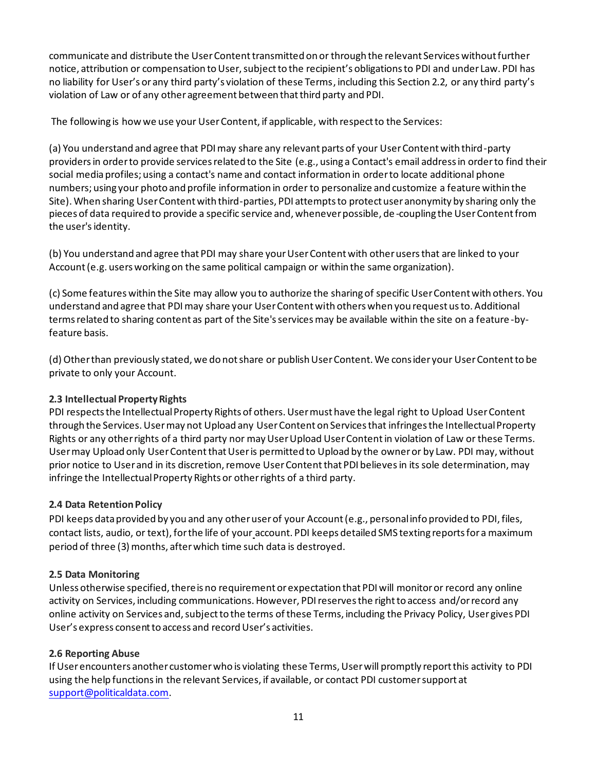communicate and distribute the User Content transmitted on or through the relevant Services without further notice, attribution or compensation to User, subject to the recipient's obligations to PDI and under Law. PDI has no liability for User's or any third party's violation of these Terms, including this Section 2.2, or any third party's violation of Law or of any other agreement between that third party and PDI.

The following is how we use your User Content, if applicable, with respect to the Services:

(a) You understand and agree that PDI may share any relevant parts of your User Content with third-party providers in order to provide services related to the Site (e.g., using a Contact's email address in order to find their social media profiles; using a contact's name and contact information in order to locate additional phone numbers; using your photo and profile information in order to personalize and customize a feature within the Site). When sharing User Content with third-parties, PDI attempts to protect user anonymity by sharing only the pieces of data required to provide a specific service and, whenever possible, de-coupling the User Content from the user's identity.

(b) You understand and agree that PDI may share your User Content with other users that are linked to your Account (e.g. users working on the same political campaign or within the same organization).

(c) Some features within the Site may allow you to authorize the sharing of specific User Content with others. You understand and agree that PDI may share your User Content with others when you request us to. Additional terms related to sharing content as part of the Site's services may be available within the site on a feature-by-feature basis.

(d) Other than previously stated, we do not share or publish User Content. We consider your User Content to be private to only your Account.

**2.3 Intellectual Property Rights**
PDI respects the Intellectual Property Rights of others. User must have the legal right to Upload User Content through the Services. User may not Upload any User Content on Services that infringes the Intellectual Property Rights or any other rights of a third party nor may User Upload User Content in violation of Law or these Terms. User may Upload only User Content that User is permitted to Upload by the owner or by Law. PDI may, without prior notice to User and in its discretion, remove User Content that PDI believes in its sole determination, may infringe the Intellectual Property Rights or other rights of a third party.

**2.4 Data Retention Policy**
PDI keeps data provided by you and any other user of your Account (e.g., personal info provided to PDI, files, contact lists, audio, or text), for the life of your account. PDI keeps detailed SMS texting reports for a maximum period of three (3) months, after which time such data is destroyed.

**2.5 Data Monitoring**
Unless otherwise specified, there is no requirement or expectation that PDI will monitor or record any online activity on Services, including communications. However, PDI reserves the right to access and/or record any online activity on Services and, subject to the terms of these Terms, including the Privacy Policy, User gives PDI User's express consent to access and record User's activities.

**2.6 Reporting Abuse**
If User encounters another customer who is violating these Terms, User will promptly report this activity to PDI using the help functions in the relevant Services, if available, or contact PDI customer support at support@politicaldata.com.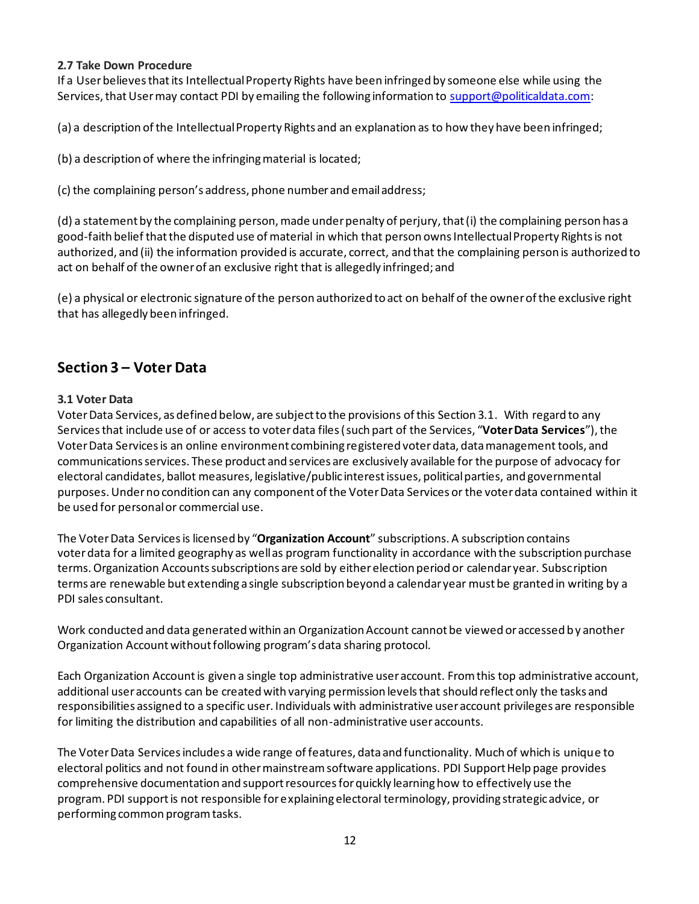### 2.7 Take Down Procedure

If a User believes that its Intellectual Property Rights have been infringed by someone else while using the Services, that User may contact PDI by emailing the following information to support@politicaldata.com:

(a) a description of the Intellectual Property Rights and an explanation as to how they have been infringed;

(b) a description of where the infringing material is located;

(c) the complaining person's address, phone number and email address;

(d) a statement by the complaining person, made under penalty of perjury, that (i) the complaining person has a good-faith belief that the disputed use of material in which that person owns Intellectual Property Rights is not authorized, and (ii) the information provided is accurate, correct, and that the complaining person is authorized to act on behalf of the owner of an exclusive right that is allegedly infringed; and

(e) a physical or electronic signature of the person authorized to act on behalf of the owner of the exclusive right that has allegedly been infringed.

## Section 3 – Voter Data

### 3.1 Voter Data

Voter Data Services, as defined below, are subject to the provisions of this Section 3.1. With regard to any Services that include use of or access to voter data files (such part of the Services, "**Voter Data Services**"), the Voter Data Services is an online environment combining registered voter data, data management tools, and communications services. These product and services are exclusively available for the purpose of advocacy for electoral candidates, ballot measures, legislative/public interest issues, political parties, and governmental purposes. Under no condition can any component of the Voter Data Services or the voter data contained within it be used for personal or commercial use.

The Voter Data Services is licensed by "**Organization Account**" subscriptions. A subscription contains voter data for a limited geography as well as program functionality in accordance with the subscription purchase terms. Organization Accounts subscriptions are sold by either election period or calendar year. Subscription terms are renewable but extending a single subscription beyond a calendar year must be granted in writing by a PDI sales consultant.

Work conducted and data generated within an Organization Account cannot be viewed or accessed by another Organization Account without following program's data sharing protocol.

Each Organization Account is given a single top administrative user account. From this top administrative account, additional user accounts can be created with varying permission levels that should reflect only the tasks and responsibilities assigned to a specific user. Individuals with administrative user account privileges are responsible for limiting the distribution and capabilities of all non-administrative user accounts.

The Voter Data Services includes a wide range of features, data and functionality. Much of which is unique to electoral politics and not found in other mainstream software applications. PDI Support Help page provides comprehensive documentation and support resources for quickly learning how to effectively use the program. PDI support is not responsible for explaining electoral terminology, providing strategic advice, or performing common program tasks.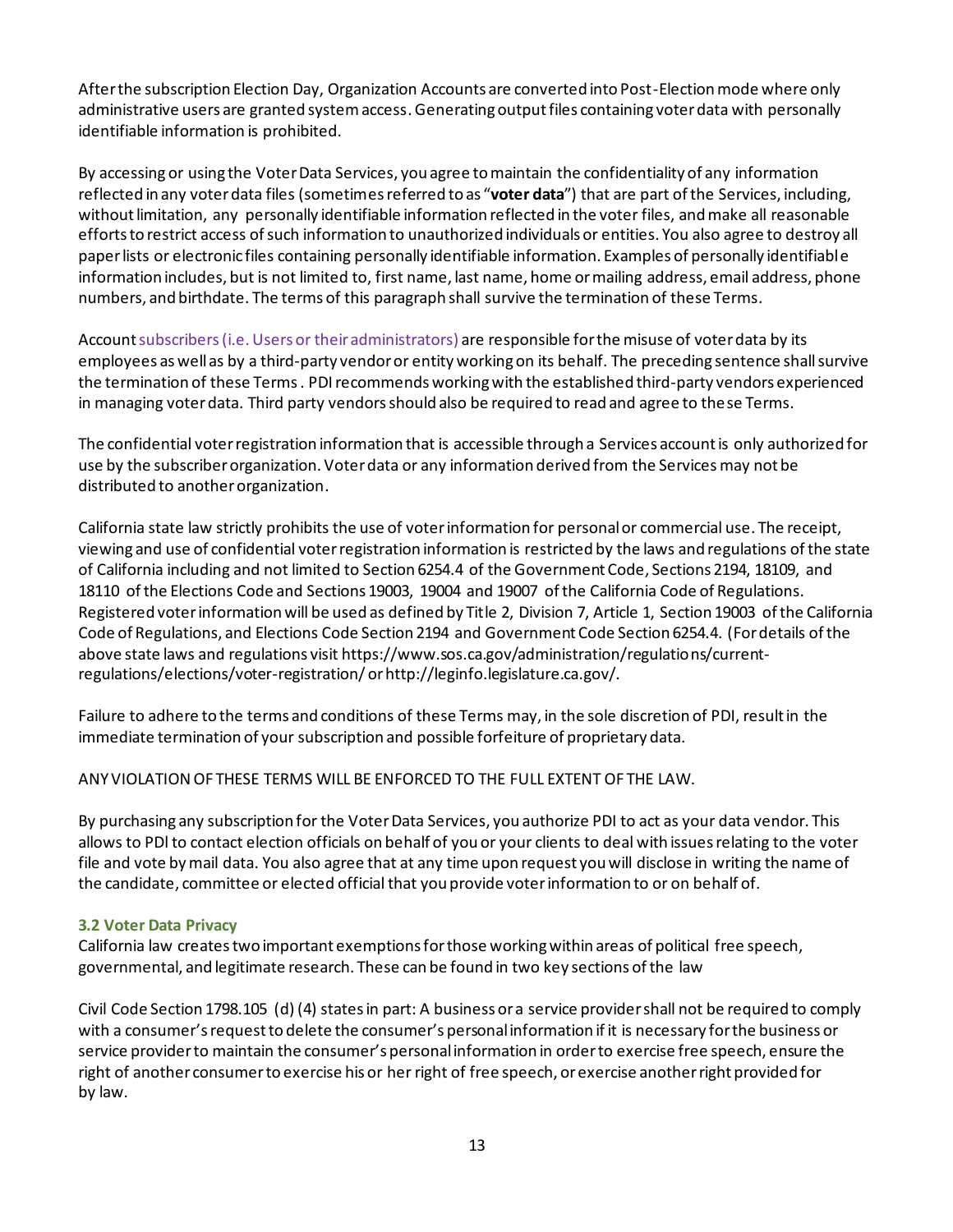After the subscription Election Day, Organization Accounts are converted into Post-Election mode where only administrative users are granted system access. Generating output files containing voter data with personally identifiable information is prohibited.

By accessing or using the Voter Data Services, you agree to maintain the confidentiality of any information reflected in any voter data files (sometimes referred to as "**voter data**") that are part of the Services, including, without limitation, any personally identifiable information reflected in the voter files, and make all reasonable efforts to restrict access of such information to unauthorized individuals or entities. You also agree to destroy all paper lists or electronic files containing personally identifiable information. Examples of personally identifiable information includes, but is not limited to, first name, last name, home or mailing address, email address, phone numbers, and birthdate. The terms of this paragraph shall survive the termination of these Terms.

Account subscribers (i.e. Users or their administrators) are responsible for the misuse of voter data by its employees as well as by a third-party vendor or entity working on its behalf. The preceding sentence shall survive the termination of these Terms . PDI recommends working with the established third-party vendors experienced in managing voter data. Third party vendors should also be required to read and agree to these Terms.

The confidential voter registration information that is accessible through a Services account is only authorized for use by the subscriber organization. Voter data or any information derived from the Services may not be distributed to another organization.

California state law strictly prohibits the use of voter information for personal or commercial use. The receipt, viewing and use of confidential voter registration information is restricted by the laws and regulations of the state of California including and not limited to Section 6254.4 of the Government Code, Sections 2194, 18109, and 18110 of the Elections Code and Sections 19003, 19004 and 19007 of the California Code of Regulations. Registered voter information will be used as defined by Title 2, Division 7, Article 1, Section 19003 of the California Code of Regulations, and Elections Code Section 2194 and Government Code Section 6254.4. (For details of the above state laws and regulations visit https://www.sos.ca.gov/administration/regulations/current-regulations/elections/voter-registration/ or http://leginfo.legislature.ca.gov/.

Failure to adhere to the terms and conditions of these Terms may, in the sole discretion of PDI, result in the immediate termination of your subscription and possible forfeiture of proprietary data.

ANY VIOLATION OF THESE TERMS WILL BE ENFORCED TO THE FULL EXTENT OF THE LAW.

By purchasing any subscription for the Voter Data Services, you authorize PDI to act as your data vendor. This allows to PDI to contact election officials on behalf of you or your clients to deal with issues relating to the voter file and vote by mail data. You also agree that at any time upon request you will disclose in writing the name of the candidate, committee or elected official that you provide voter information to or on behalf of.

### 3.2 Voter Data Privacy

California law creates two important exemptions for those working within areas of political free speech, governmental, and legitimate research. These can be found in two key sections of the law

Civil Code Section 1798.105 (d) (4) states in part: A business or a service provider shall not be required to comply with a consumer's request to delete the consumer's personal information if it is necessary for the business or service provider to maintain the consumer's personal information in order to exercise free speech, ensure the right of another consumer to exercise his or her right of free speech, or exercise another right provided for by law.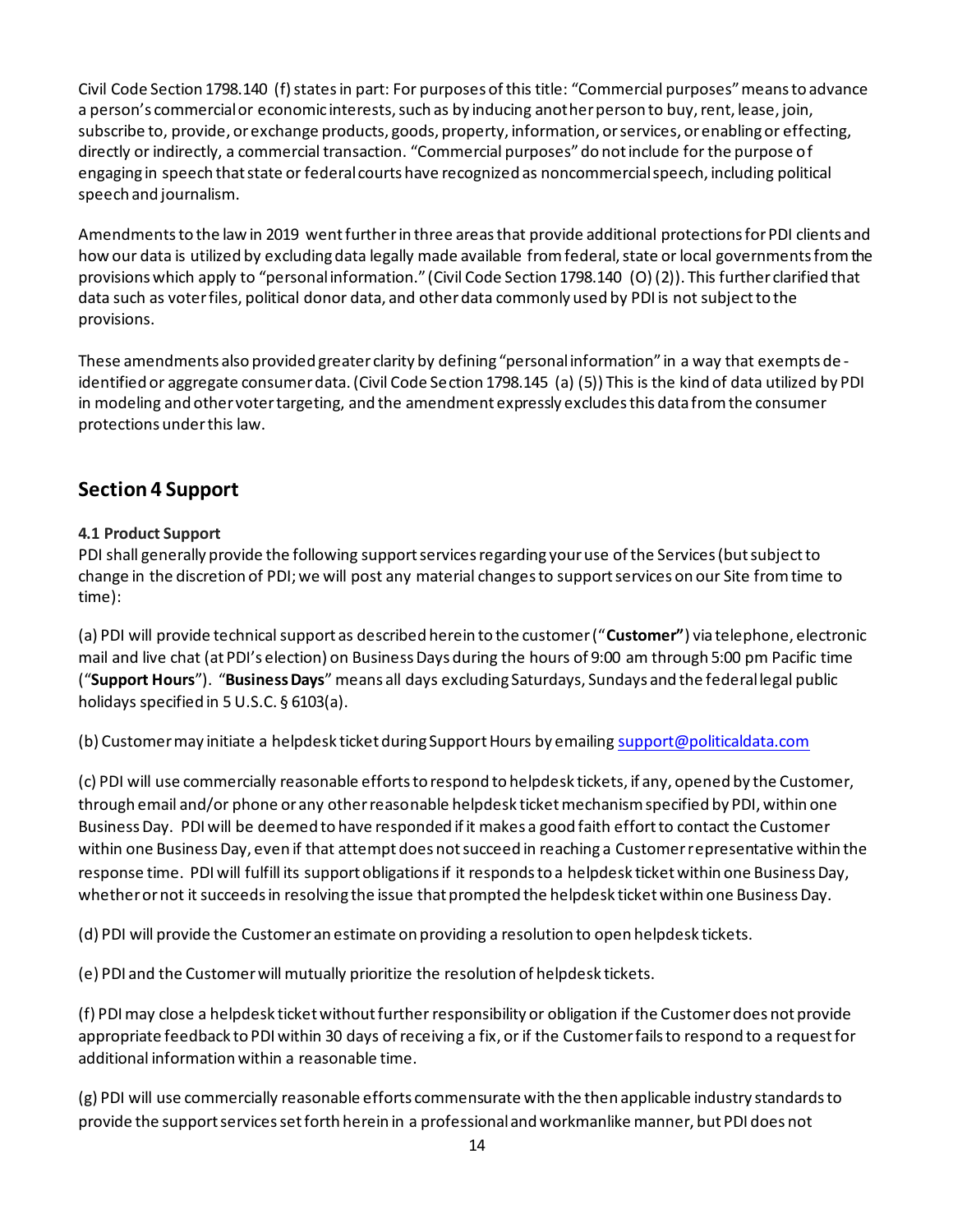Civil Code Section 1798.140 (f) states in part: For purposes of this title: "Commercial purposes" means to advance a person's commercial or economic interests, such as by inducing another person to buy, rent, lease, join, subscribe to, provide, or exchange products, goods, property, information, or services, or enabling or effecting, directly or indirectly, a commercial transaction. "Commercial purposes" do not include for the purpose of engaging in speech that state or federal courts have recognized as noncommercial speech, including political speech and journalism.

Amendments to the law in 2019 went further in three areas that provide additional protections for PDI clients and how our data is utilized by excluding data legally made available from federal, state or local governments from the provisions which apply to "personal information." (Civil Code Section 1798.140 (O) (2)). This further clarified that data such as voter files, political donor data, and other data commonly used by PDI is not subject to the provisions.

These amendments also provided greater clarity by defining "personal information" in a way that exempts de-identified or aggregate consumer data. (Civil Code Section 1798.145 (a) (5)) This is the kind of data utilized by PDI in modeling and other voter targeting, and the amendment expressly excludes this data from the consumer protections under this law.

## Section 4 Support

**4.1 Product Support**

PDI shall generally provide the following support services regarding your use of the Services (but subject to change in the discretion of PDI; we will post any material changes to support services on our Site from time to time):

(a) PDI will provide technical support as described herein to the customer ("**Customer**") via telephone, electronic mail and live chat (at PDI's election) on Business Days during the hours of 9:00 am through 5:00 pm Pacific time ("**Support Hours**"). "**Business Days**" means all days excluding Saturdays, Sundays and the federal legal public holidays specified in 5 U.S.C. § 6103(a).

(b) Customer may initiate a helpdesk ticket during Support Hours by emailing support@politicaldata.com

(c) PDI will use commercially reasonable efforts to respond to helpdesk tickets, if any, opened by the Customer, through email and/or phone or any other reasonable helpdesk ticket mechanism specified by PDI, within one Business Day. PDI will be deemed to have responded if it makes a good faith effort to contact the Customer within one Business Day, even if that attempt does not succeed in reaching a Customer representative within the response time. PDI will fulfill its support obligations if it responds to a helpdesk ticket within one Business Day, whether or not it succeeds in resolving the issue that prompted the helpdesk ticket within one Business Day.

(d) PDI will provide the Customer an estimate on providing a resolution to open helpdesk tickets.

(e) PDI and the Customer will mutually prioritize the resolution of helpdesk tickets.

(f) PDI may close a helpdesk ticket without further responsibility or obligation if the Customer does not provide appropriate feedback to PDI within 30 days of receiving a fix, or if the Customer fails to respond to a request for additional information within a reasonable time.

(g) PDI will use commercially reasonable efforts commensurate with the then applicable industry standards to provide the support services set forth herein in a professional and workmanlike manner, but PDI does not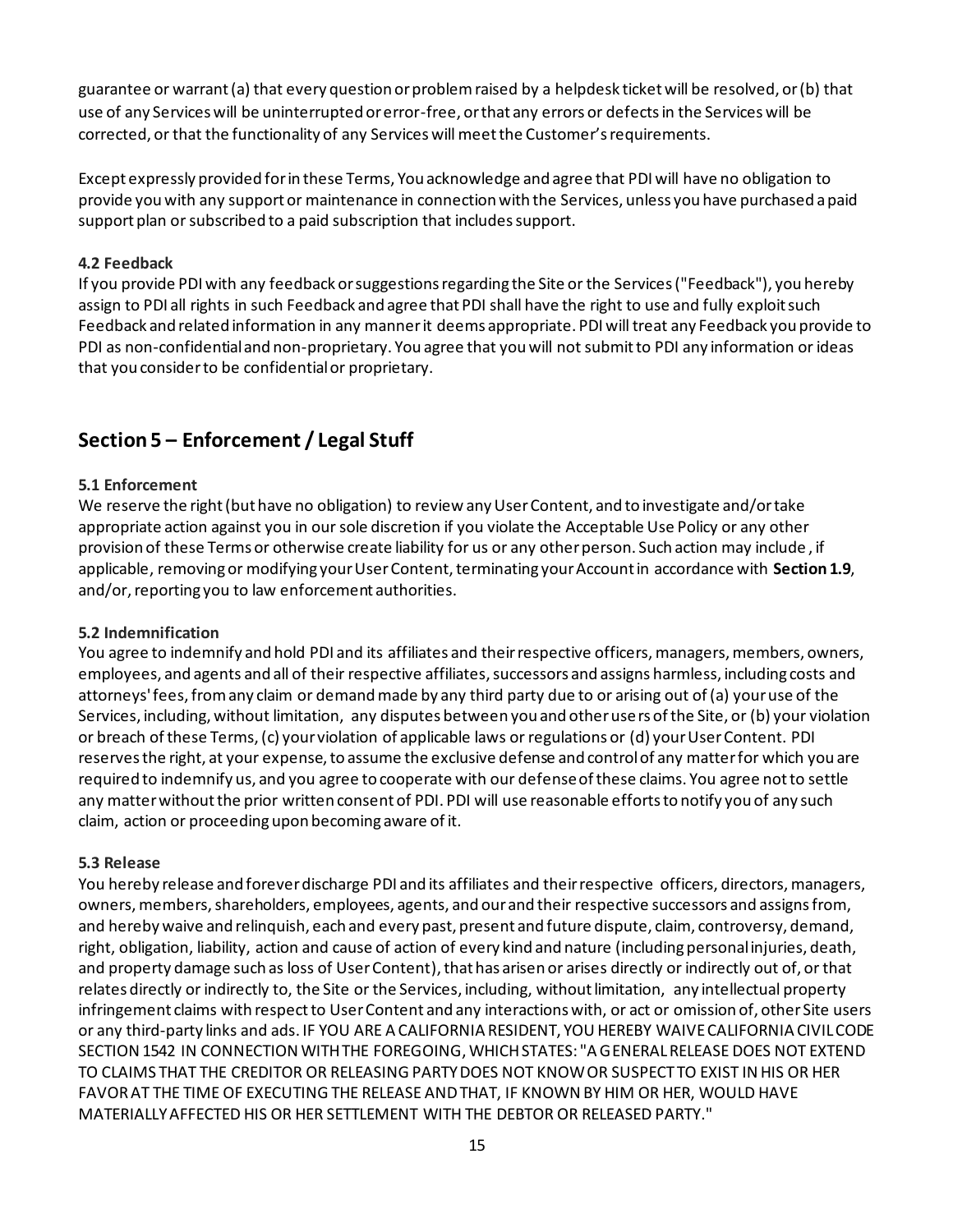guarantee or warrant (a) that every question or problem raised by a helpdesk ticket will be resolved, or (b) that use of any Services will be uninterrupted or error-free, or that any errors or defects in the Services will be corrected, or that the functionality of any Services will meet the Customer's requirements.

Except expressly provided for in these Terms, You acknowledge and agree that PDI will have no obligation to provide you with any support or maintenance in connection with the Services, unless you have purchased a paid support plan or subscribed to a paid subscription that includes support.

#### 4.2 Feedback

If you provide PDI with any feedback or suggestions regarding the Site or the Services ("Feedback"), you hereby assign to PDI all rights in such Feedback and agree that PDI shall have the right to use and fully exploit such Feedback and related information in any manner it deems appropriate. PDI will treat any Feedback you provide to PDI as non-confidential and non-proprietary. You agree that you will not submit to PDI any information or ideas that you consider to be confidential or proprietary.

## Section 5 – Enforcement / Legal Stuff

#### 5.1 Enforcement

We reserve the right (but have no obligation) to review any User Content, and to investigate and/or take appropriate action against you in our sole discretion if you violate the Acceptable Use Policy or any other provision of these Terms or otherwise create liability for us or any other person. Such action may include, if applicable, removing or modifying your User Content, terminating your Account in accordance with **Section 1.9**, and/or, reporting you to law enforcement authorities.

#### 5.2 Indemnification

You agree to indemnify and hold PDI and its affiliates and their respective officers, managers, members, owners, employees, and agents and all of their respective affiliates, successors and assigns harmless, including costs and attorneys' fees, from any claim or demand made by any third party due to or arising out of (a) your use of the Services, including, without limitation, any disputes between you and other users of the Site, or (b) your violation or breach of these Terms, (c) your violation of applicable laws or regulations or (d) your User Content. PDI reserves the right, at your expense, to assume the exclusive defense and control of any matter for which you are required to indemnify us, and you agree to cooperate with our defense of these claims. You agree not to settle any matter without the prior written consent of PDI. PDI will use reasonable efforts to notify you of any such claim, action or proceeding upon becoming aware of it.

#### 5.3 Release

You hereby release and forever discharge PDI and its affiliates and their respective officers, directors, managers, owners, members, shareholders, employees, agents, and our and their respective successors and assigns from, and hereby waive and relinquish, each and every past, present and future dispute, claim, controversy, demand, right, obligation, liability, action and cause of action of every kind and nature (including personal injuries, death, and property damage such as loss of User Content), that has arisen or arises directly or indirectly out of, or that relates directly or indirectly to, the Site or the Services, including, without limitation, any intellectual property infringement claims with respect to User Content and any interactions with, or act or omission of, other Site users or any third-party links and ads. IF YOU ARE A CALIFORNIA RESIDENT, YOU HEREBY WAIVE CALIFORNIA CIVIL CODE SECTION 1542 IN CONNECTION WITH THE FOREGOING, WHICH STATES: "A GENERAL RELEASE DOES NOT EXTEND TO CLAIMS THAT THE CREDITOR OR RELEASING PARTY DOES NOT KNOW OR SUSPECT TO EXIST IN HIS OR HER FAVOR AT THE TIME OF EXECUTING THE RELEASE AND THAT, IF KNOWN BY HIM OR HER, WOULD HAVE MATERIALLY AFFECTED HIS OR HER SETTLEMENT WITH THE DEBTOR OR RELEASED PARTY."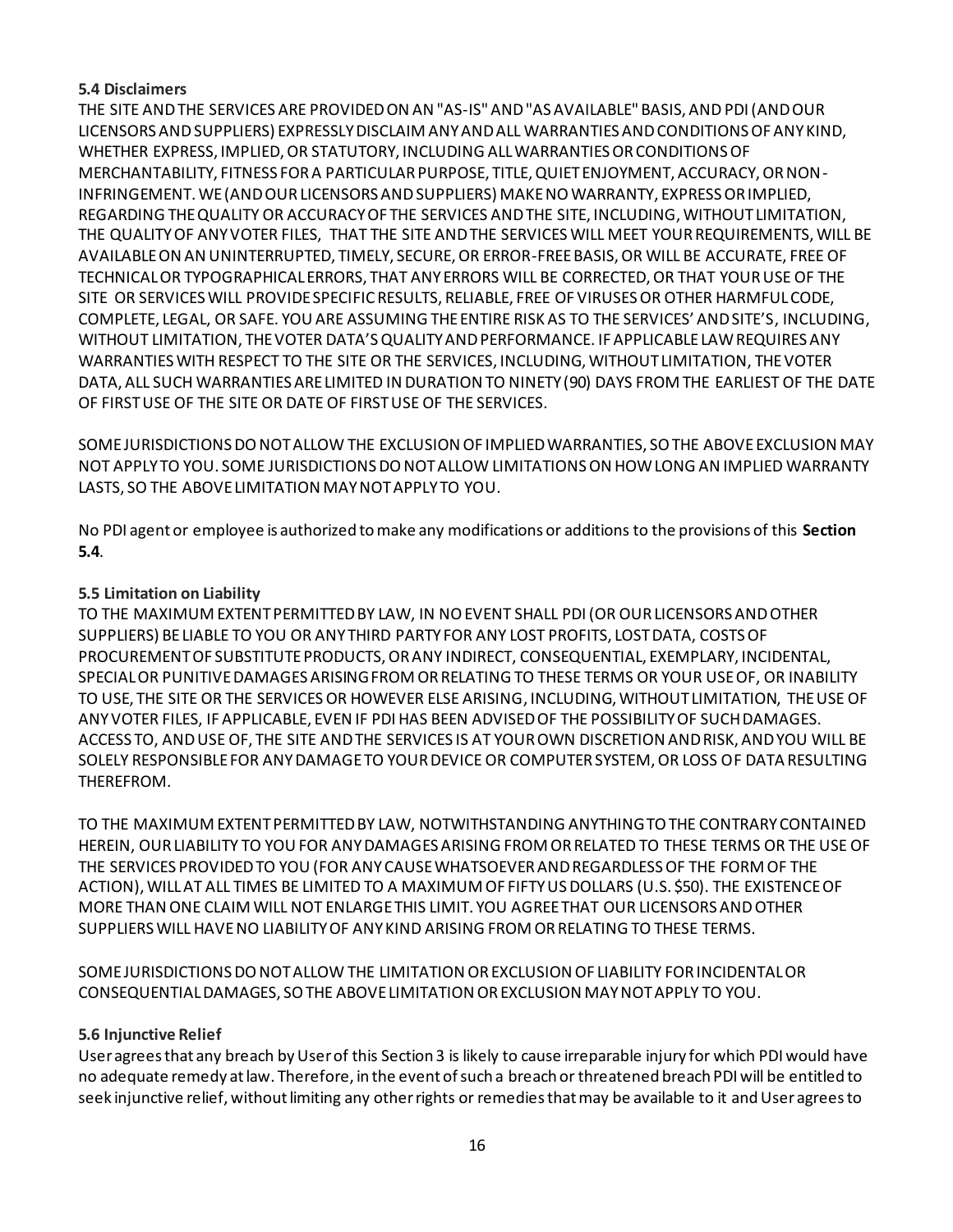### 5.4 Disclaimers

THE SITE AND THE SERVICES ARE PROVIDED ON AN "AS-IS" AND "AS AVAILABLE" BASIS, AND PDI (AND OUR LICENSORS AND SUPPLIERS) EXPRESSLY DISCLAIM ANY AND ALL WARRANTIES AND CONDITIONS OF ANY KIND, WHETHER EXPRESS, IMPLIED, OR STATUTORY, INCLUDING ALL WARRANTIES OR CONDITIONS OF MERCHANTABILITY, FITNESS FOR A PARTICULAR PURPOSE, TITLE, QUIET ENJOYMENT, ACCURACY, OR NON-INFRINGEMENT. WE (AND OUR LICENSORS AND SUPPLIERS) MAKE NO WARRANTY, EXPRESS OR IMPLIED, REGARDING THE QUALITY OR ACCURACY OF THE SERVICES AND THE SITE, INCLUDING, WITHOUT LIMITATION, THE QUALITY OF ANY VOTER FILES, THAT THE SITE AND THE SERVICES WILL MEET YOUR REQUIREMENTS, WILL BE AVAILABLE ON AN UNINTERRUPTED, TIMELY, SECURE, OR ERROR-FREE BASIS, OR WILL BE ACCURATE, FREE OF TECHNICAL OR TYPOGRAPHICAL ERRORS, THAT ANY ERRORS WILL BE CORRECTED, OR THAT YOUR USE OF THE SITE OR SERVICES WILL PROVIDE SPECIFIC RESULTS, RELIABLE, FREE OF VIRUSES OR OTHER HARMFUL CODE, COMPLETE, LEGAL, OR SAFE. YOU ARE ASSUMING THE ENTIRE RISK AS TO THE SERVICES' AND SITE'S, INCLUDING, WITHOUT LIMITATION, THE VOTER DATA'S QUALITY AND PERFORMANCE. IF APPLICABLE LAW REQUIRES ANY WARRANTIES WITH RESPECT TO THE SITE OR THE SERVICES, INCLUDING, WITHOUT LIMITATION, THE VOTER DATA, ALL SUCH WARRANTIES ARE LIMITED IN DURATION TO NINETY (90) DAYS FROM THE EARLIEST OF THE DATE OF FIRST USE OF THE SITE OR DATE OF FIRST USE OF THE SERVICES.

SOME JURISDICTIONS DO NOT ALLOW THE EXCLUSION OF IMPLIED WARRANTIES, SO THE ABOVE EXCLUSION MAY NOT APPLY TO YOU. SOME JURISDICTIONS DO NOT ALLOW LIMITATIONS ON HOW LONG AN IMPLIED WARRANTY LASTS, SO THE ABOVE LIMITATION MAY NOT APPLY TO YOU.

No PDI agent or employee is authorized to make any modifications or additions to the provisions of this **Section 5.4**.

### 5.5 Limitation on Liability

TO THE MAXIMUM EXTENT PERMITTED BY LAW, IN NO EVENT SHALL PDI (OR OUR LICENSORS AND OTHER SUPPLIERS) BE LIABLE TO YOU OR ANY THIRD PARTY FOR ANY LOST PROFITS, LOST DATA, COSTS OF PROCUREMENT OF SUBSTITUTE PRODUCTS, OR ANY INDIRECT, CONSEQUENTIAL, EXEMPLARY, INCIDENTAL, SPECIAL OR PUNITIVE DAMAGES ARISING FROM OR RELATING TO THESE TERMS OR YOUR USE OF, OR INABILITY TO USE, THE SITE OR THE SERVICES OR HOWEVER ELSE ARISING, INCLUDING, WITHOUT LIMITATION, THE USE OF ANY VOTER FILES, IF APPLICABLE, EVEN IF PDI HAS BEEN ADVISED OF THE POSSIBILITY OF SUCH DAMAGES. ACCESS TO, AND USE OF, THE SITE AND THE SERVICES IS AT YOUR OWN DISCRETION AND RISK, AND YOU WILL BE SOLELY RESPONSIBLE FOR ANY DAMAGE TO YOUR DEVICE OR COMPUTER SYSTEM, OR LOSS OF DATA RESULTING THEREFROM.

TO THE MAXIMUM EXTENT PERMITTED BY LAW, NOTWITHSTANDING ANYTHING TO THE CONTRARY CONTAINED HEREIN, OUR LIABILITY TO YOU FOR ANY DAMAGES ARISING FROM OR RELATED TO THESE TERMS OR THE USE OF THE SERVICES PROVIDED TO YOU (FOR ANY CAUSE WHATSOEVER AND REGARDLESS OF THE FORM OF THE ACTION), WILL AT ALL TIMES BE LIMITED TO A MAXIMUM OF FIFTY US DOLLARS (U.S. $50). THE EXISTENCE OF MORE THAN ONE CLAIM WILL NOT ENLARGE THIS LIMIT. YOU AGREE THAT OUR LICENSORS AND OTHER SUPPLIERS WILL HAVE NO LIABILITY OF ANY KIND ARISING FROM OR RELATING TO THESE TERMS.

SOME JURISDICTIONS DO NOT ALLOW THE LIMITATION OR EXCLUSION OF LIABILITY FOR INCIDENTAL OR CONSEQUENTIAL DAMAGES, SO THE ABOVE LIMITATION OR EXCLUSION MAY NOT APPLY TO YOU.

### 5.6 Injunctive Relief

User agrees that any breach by User of this Section 3 is likely to cause irreparable injury for which PDI would have no adequate remedy at law. Therefore, in the event of such a breach or threatened breach PDI will be entitled to seek injunctive relief, without limiting any other rights or remedies that may be available to it and User agrees to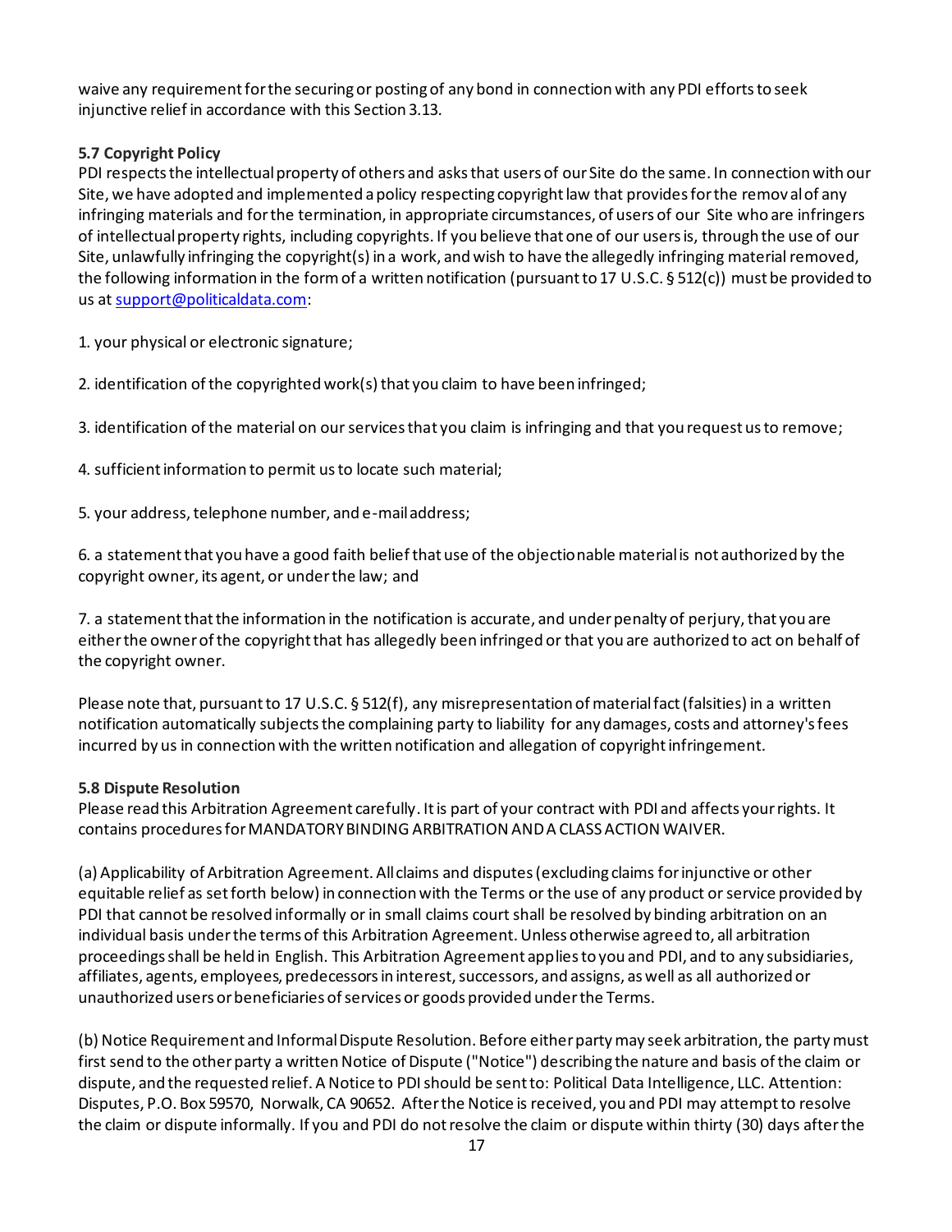waive any requirement for the securing or posting of any bond in connection with any PDI efforts to seek injunctive relief in accordance with this Section 3.13.

**5.7 Copyright Policy**

PDI respects the intellectual property of others and asks that users of our Site do the same. In connection with our Site, we have adopted and implemented a policy respecting copyright law that provides for the removal of any infringing materials and for the termination, in appropriate circumstances, of users of our Site who are infringers of intellectual property rights, including copyrights. If you believe that one of our users is, through the use of our Site, unlawfully infringing the copyright(s) in a work, and wish to have the allegedly infringing material removed, the following information in the form of a written notification (pursuant to 17 U.S.C. § 512(c)) must be provided to us at support@politicaldata.com:

1. your physical or electronic signature;

2. identification of the copyrighted work(s) that you claim to have been infringed;

3. identification of the material on our services that you claim is infringing and that you request us to remove;

4. sufficient information to permit us to locate such material;

5. your address, telephone number, and e-mail address;

6. a statement that you have a good faith belief that use of the objectionable material is not authorized by the copyright owner, its agent, or under the law; and

7. a statement that the information in the notification is accurate, and under penalty of perjury, that you are either the owner of the copyright that has allegedly been infringed or that you are authorized to act on behalf of the copyright owner.

Please note that, pursuant to 17 U.S.C. § 512(f), any misrepresentation of material fact (falsities) in a written notification automatically subjects the complaining party to liability for any damages, costs and attorney's fees incurred by us in connection with the written notification and allegation of copyright infringement.

**5.8 Dispute Resolution**

Please read this Arbitration Agreement carefully. It is part of your contract with PDI and affects your rights. It contains procedures for MANDATORY BINDING ARBITRATION AND A CLASS ACTION WAIVER.

(a) Applicability of Arbitration Agreement. All claims and disputes (excluding claims for injunctive or other equitable relief as set forth below) in connection with the Terms or the use of any product or service provided by PDI that cannot be resolved informally or in small claims court shall be resolved by binding arbitration on an individual basis under the terms of this Arbitration Agreement. Unless otherwise agreed to, all arbitration proceedings shall be held in English. This Arbitration Agreement applies to you and PDI, and to any subsidiaries, affiliates, agents, employees, predecessors in interest, successors, and assigns, as well as all authorized or unauthorized users or beneficiaries of services or goods provided under the Terms.

(b) Notice Requirement and Informal Dispute Resolution. Before either party may seek arbitration, the party must first send to the other party a written Notice of Dispute ("Notice") describing the nature and basis of the claim or dispute, and the requested relief. A Notice to PDI should be sent to: Political Data Intelligence, LLC. Attention: Disputes, P.O. Box 59570, Norwalk, CA 90652. After the Notice is received, you and PDI may attempt to resolve the claim or dispute informally. If you and PDI do not resolve the claim or dispute within thirty (30) days after the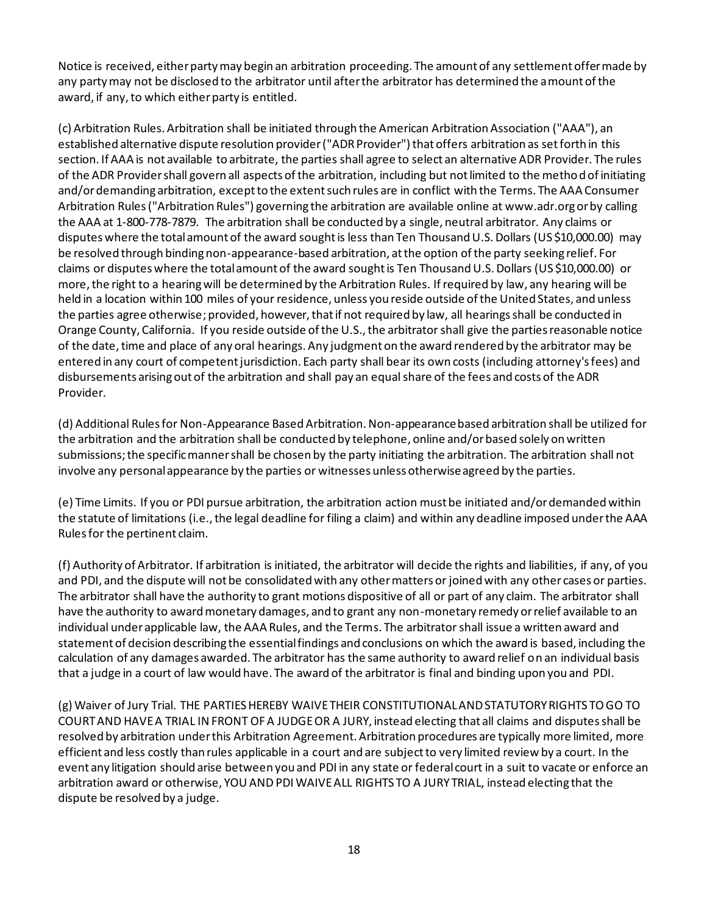Notice is received, either party may begin an arbitration proceeding. The amount of any settlement offer made by any party may not be disclosed to the arbitrator until after the arbitrator has determined the amount of the award, if any, to which either party is entitled.

(c) Arbitration Rules. Arbitration shall be initiated through the American Arbitration Association ("AAA"), an established alternative dispute resolution provider ("ADR Provider") that offers arbitration as set forth in this section. If AAA is not available to arbitrate, the parties shall agree to select an alternative ADR Provider. The rules of the ADR Provider shall govern all aspects of the arbitration, including but not limited to the method of initiating and/or demanding arbitration, except to the extent such rules are in conflict with the Terms. The AAA Consumer Arbitration Rules ("Arbitration Rules") governing the arbitration are available online at www.adr.org or by calling the AAA at 1-800-778-7879. The arbitration shall be conducted by a single, neutral arbitrator. Any claims or disputes where the total amount of the award sought is less than Ten Thousand U.S. Dollars (US $10,000.00) may be resolved through binding non-appearance-based arbitration, at the option of the party seeking relief. For claims or disputes where the total amount of the award sought is Ten Thousand U.S. Dollars (US $10,000.00) or more, the right to a hearing will be determined by the Arbitration Rules. If required by law, any hearing will be held in a location within 100 miles of your residence, unless you reside outside of the United States, and unless the parties agree otherwise; provided, however, that if not required by law, all hearings shall be conducted in Orange County, California. If you reside outside of the U.S., the arbitrator shall give the parties reasonable notice of the date, time and place of any oral hearings. Any judgment on the award rendered by the arbitrator may be entered in any court of competent jurisdiction. Each party shall bear its own costs (including attorney's fees) and disbursements arising out of the arbitration and shall pay an equal share of the fees and costs of the ADR Provider.

(d) Additional Rules for Non-Appearance Based Arbitration. Non-appearance based arbitration shall be utilized for the arbitration and the arbitration shall be conducted by telephone, online and/or based solely on written submissions; the specific manner shall be chosen by the party initiating the arbitration. The arbitration shall not involve any personal appearance by the parties or witnesses unless otherwise agreed by the parties.

(e) Time Limits. If you or PDI pursue arbitration, the arbitration action must be initiated and/or demanded within the statute of limitations (i.e., the legal deadline for filing a claim) and within any deadline imposed under the AAA Rules for the pertinent claim.

(f) Authority of Arbitrator. If arbitration is initiated, the arbitrator will decide the rights and liabilities, if any, of you and PDI, and the dispute will not be consolidated with any other matters or joined with any other cases or parties. The arbitrator shall have the authority to grant motions dispositive of all or part of any claim. The arbitrator shall have the authority to award monetary damages, and to grant any non-monetary remedy or relief available to an individual under applicable law, the AAA Rules, and the Terms. The arbitrator shall issue a written award and statement of decision describing the essential findings and conclusions on which the award is based, including the calculation of any damages awarded. The arbitrator has the same authority to award relief on an individual basis that a judge in a court of law would have. The award of the arbitrator is final and binding upon you and PDI.

(g) Waiver of Jury Trial. THE PARTIES HEREBY WAIVE THEIR CONSTITUTIONAL AND STATUTORY RIGHTS TO GO TO COURT AND HAVE A TRIAL IN FRONT OF A JUDGE OR A JURY, instead electing that all claims and disputes shall be resolved by arbitration under this Arbitration Agreement. Arbitration procedures are typically more limited, more efficient and less costly than rules applicable in a court and are subject to very limited review by a court. In the event any litigation should arise between you and PDI in any state or federal court in a suit to vacate or enforce an arbitration award or otherwise, YOU AND PDI WAIVE ALL RIGHTS TO A JURY TRIAL, instead electing that the dispute be resolved by a judge.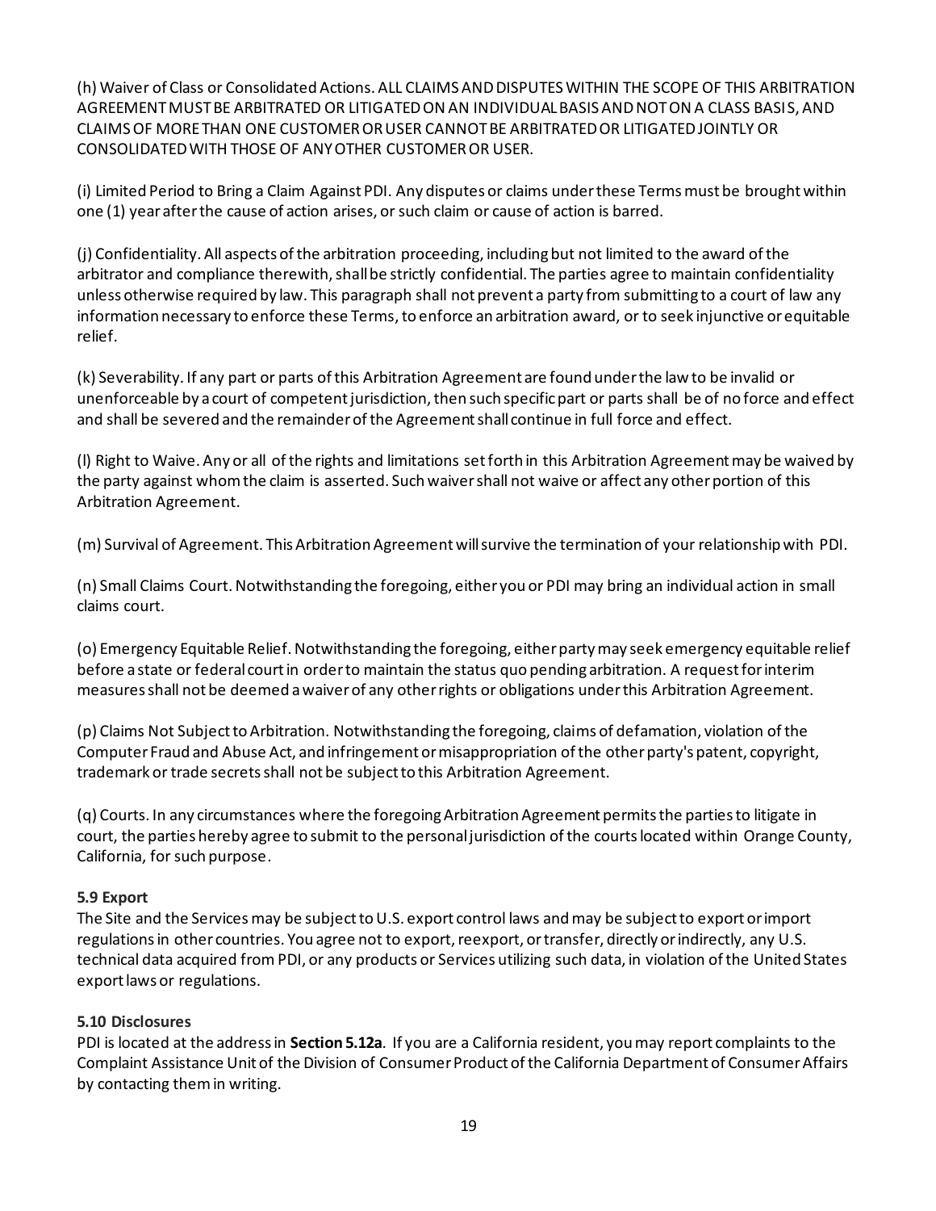(h) Waiver of Class or Consolidated Actions. ALL CLAIMS AND DISPUTES WITHIN THE SCOPE OF THIS ARBITRATION AGREEMENT MUST BE ARBITRATED OR LITIGATED ON AN INDIVIDUAL BASIS AND NOT ON A CLASS BASIS, AND CLAIMS OF MORE THAN ONE CUSTOMER OR USER CANNOT BE ARBITRATED OR LITIGATED JOINTLY OR CONSOLIDATED WITH THOSE OF ANY OTHER CUSTOMER OR USER.

(i) Limited Period to Bring a Claim Against PDI. Any disputes or claims under these Terms must be brought within one (1) year after the cause of action arises, or such claim or cause of action is barred.

(j) Confidentiality. All aspects of the arbitration proceeding, including but not limited to the award of the arbitrator and compliance therewith, shall be strictly confidential. The parties agree to maintain confidentiality unless otherwise required by law. This paragraph shall not prevent a party from submitting to a court of law any information necessary to enforce these Terms, to enforce an arbitration award, or to seek injunctive or equitable relief.

(k) Severability. If any part or parts of this Arbitration Agreement are found under the law to be invalid or unenforceable by a court of competent jurisdiction, then such specific part or parts shall be of no force and effect and shall be severed and the remainder of the Agreement shall continue in full force and effect.

(l) Right to Waive. Any or all of the rights and limitations set forth in this Arbitration Agreement may be waived by the party against whom the claim is asserted. Such waiver shall not waive or affect any other portion of this Arbitration Agreement.

(m) Survival of Agreement. This Arbitration Agreement will survive the termination of your relationship with PDI.

(n) Small Claims Court. Notwithstanding the foregoing, either you or PDI may bring an individual action in small claims court.

(o) Emergency Equitable Relief. Notwithstanding the foregoing, either party may seek emergency equitable relief before a state or federal court in order to maintain the status quo pending arbitration. A request for interim measures shall not be deemed a waiver of any other rights or obligations under this Arbitration Agreement.

(p) Claims Not Subject to Arbitration. Notwithstanding the foregoing, claims of defamation, violation of the Computer Fraud and Abuse Act, and infringement or misappropriation of the other party's patent, copyright, trademark or trade secrets shall not be subject to this Arbitration Agreement.

(q) Courts. In any circumstances where the foregoing Arbitration Agreement permits the parties to litigate in court, the parties hereby agree to submit to the personal jurisdiction of the courts located within Orange County, California, for such purpose.

**5.9 Export**

The Site and the Services may be subject to U.S. export control laws and may be subject to export or import regulations in other countries. You agree not to export, reexport, or transfer, directly or indirectly, any U.S. technical data acquired from PDI, or any products or Services utilizing such data, in violation of the United States export laws or regulations.

**5.10 Disclosures**

PDI is located at the address in **Section 5.12a**. If you are a California resident, you may report complaints to the Complaint Assistance Unit of the Division of Consumer Product of the California Department of Consumer Affairs by contacting them in writing.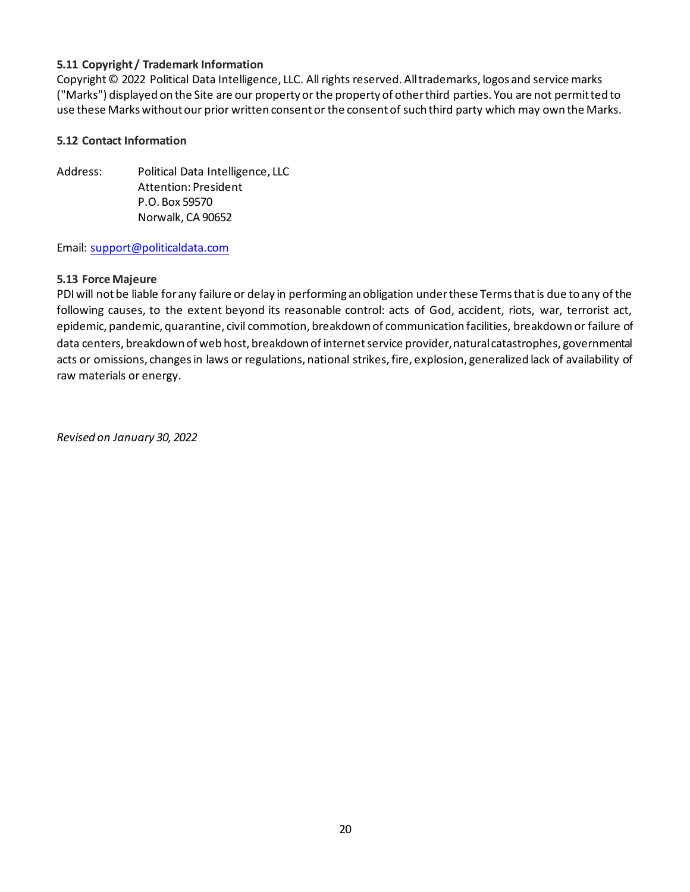**5.11 Copyright / Trademark Information**

Copyright © 2022 Political Data Intelligence, LLC. All rights reserved. All trademarks, logos and service marks ("Marks") displayed on the Site are our property or the property of other third parties. You are not permitted to use these Marks without our prior written consent or the consent of such third party which may own the Marks.

**5.12 Contact Information**

Address: Political Data Intelligence, LLC
Attention: President
P.O. Box 59570
Norwalk, CA 90652

Email: support@politicaldata.com

**5.13 Force Majeure**

PDI will not be liable for any failure or delay in performing an obligation under these Terms that is due to any of the following causes, to the extent beyond its reasonable control: acts of God, accident, riots, war, terrorist act, epidemic, pandemic, quarantine, civil commotion, breakdown of communication facilities, breakdown or failure of data centers, breakdown of web host, breakdown of internet service provider, natural catastrophes, governmental acts or omissions, changes in laws or regulations, national strikes, fire, explosion, generalized lack of availability of raw materials or energy.

*Revised on January 30, 2022*